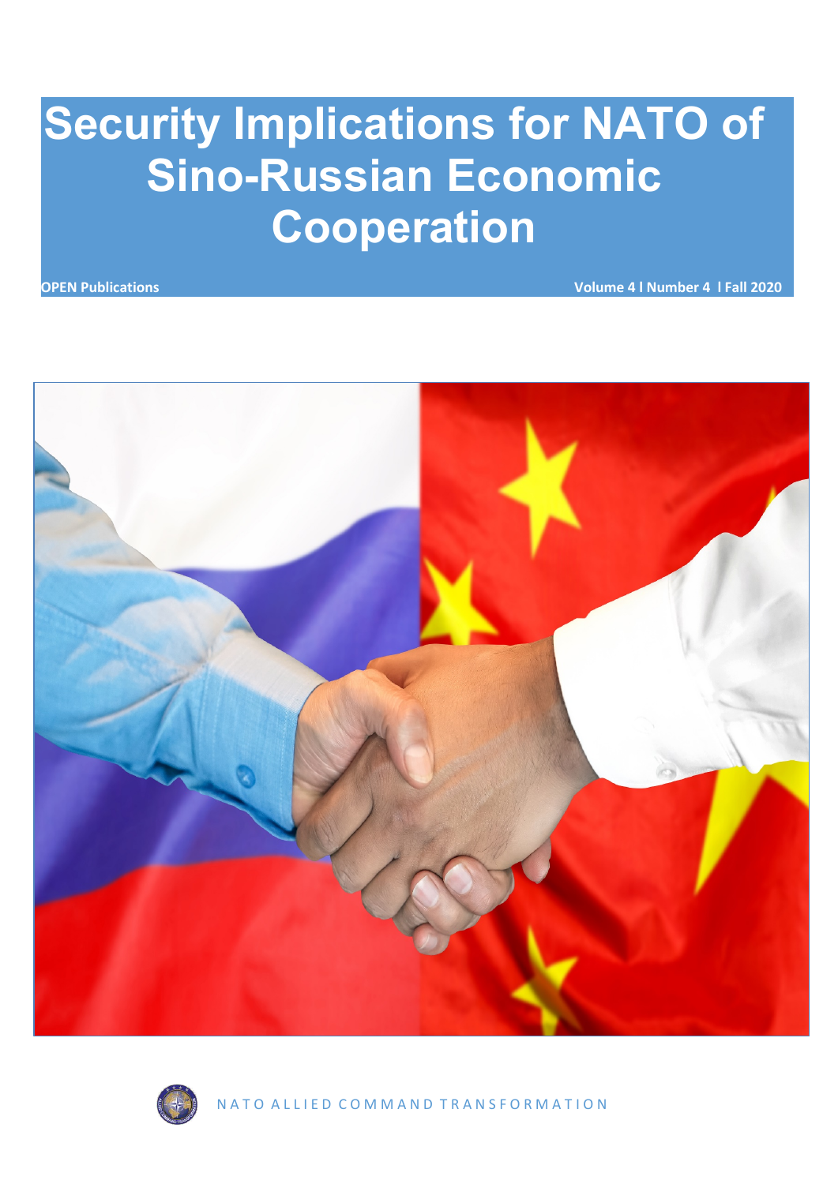# Security Implications for NATO of Sino-Russian Economic Cooperation

**OPEN Publications** **Volume 4 I Number 4 I Fall 2020**

NATO ALLIED COMMAND TRANSFORMATION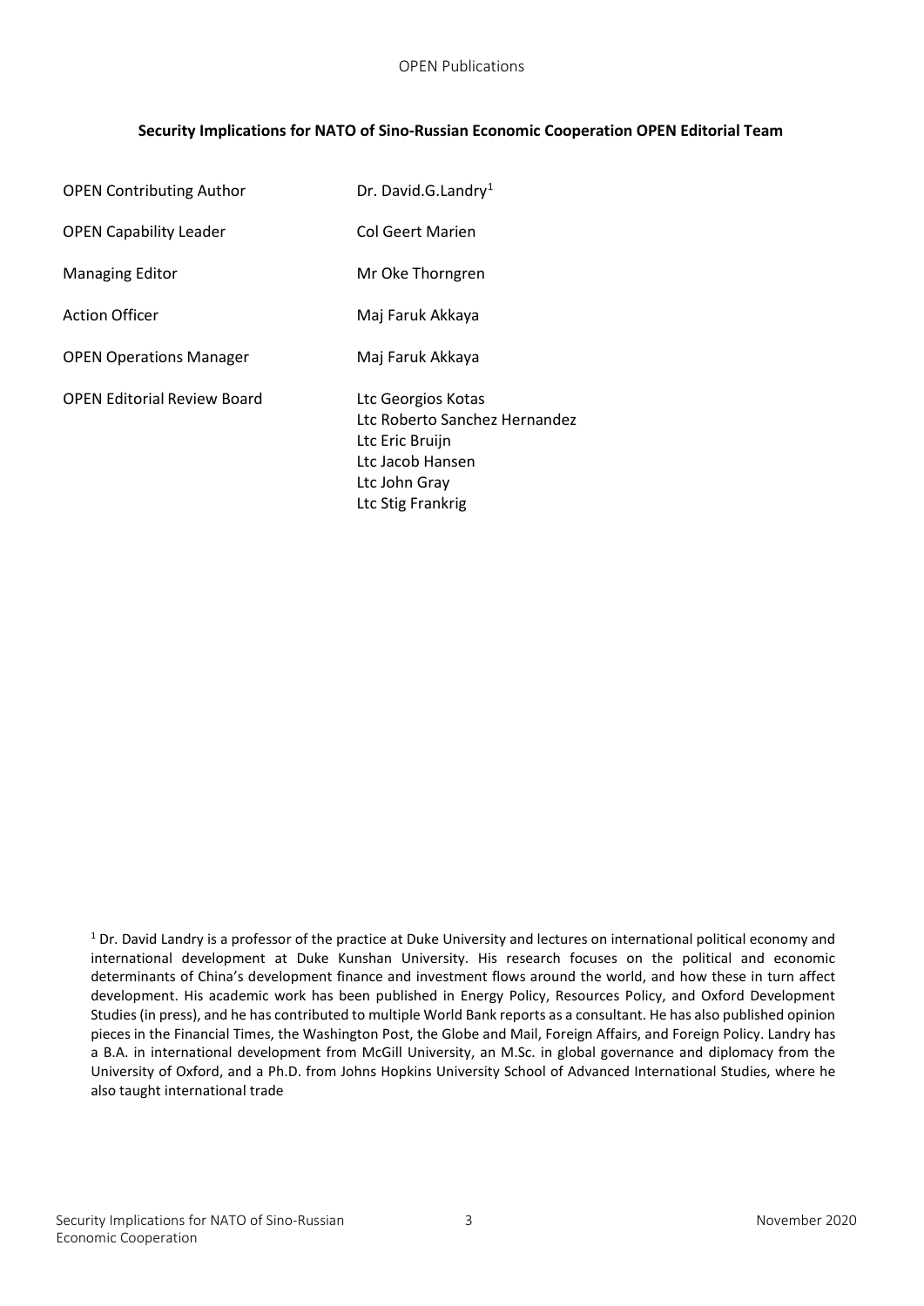**Security Implications for NATO of Sino-Russian Economic Cooperation OPEN Editorial Team**

| | |
|---|---|
| OPEN Contributing Author | Dr. David.G.Landry[1] |
| OPEN Capability Leader | Col Geert Marien |
| Managing Editor | Mr Oke Thorngren |
| Action Officer | Maj Faruk Akkaya |
| OPEN Operations Manager | Maj Faruk Akkaya |
| OPEN Editorial Review Board | Ltc Georgios Kotas<br>Ltc Roberto Sanchez Hernandez<br>Ltc Eric Bruijn<br>Ltc Jacob Hansen<br>Ltc John Gray<br>Ltc Stig Frankrig |

[1] Dr. David Landry is a professor of the practice at Duke University and lectures on international political economy and international development at Duke Kunshan University. His research focuses on the political and economic determinants of China's development finance and investment flows around the world, and how these in turn affect development. His academic work has been published in Energy Policy, Resources Policy, and Oxford Development Studies (in press), and he has contributed to multiple World Bank reports as a consultant. He has also published opinion pieces in the Financial Times, the Washington Post, the Globe and Mail, Foreign Affairs, and Foreign Policy. Landry has a B.A. in international development from McGill University, an M.Sc. in global governance and diplomacy from the University of Oxford, and a Ph.D. from Johns Hopkins University School of Advanced International Studies, where he also taught international trade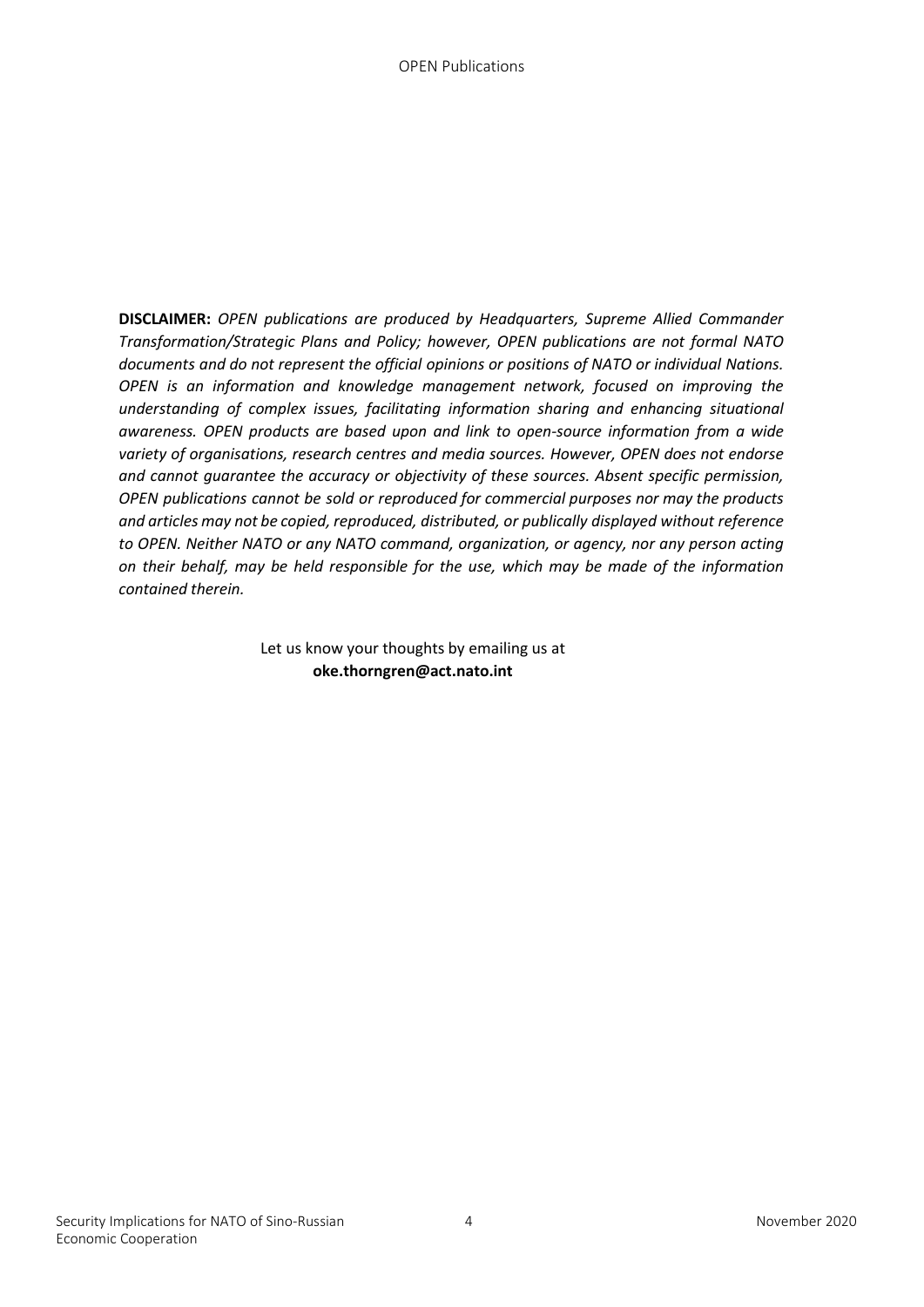**DISCLAIMER:** *OPEN publications are produced by Headquarters, Supreme Allied Commander Transformation/Strategic Plans and Policy; however, OPEN publications are not formal NATO documents and do not represent the official opinions or positions of NATO or individual Nations. OPEN is an information and knowledge management network, focused on improving the understanding of complex issues, facilitating information sharing and enhancing situational awareness. OPEN products are based upon and link to open-source information from a wide variety of organisations, research centres and media sources. However, OPEN does not endorse and cannot guarantee the accuracy or objectivity of these sources. Absent specific permission, OPEN publications cannot be sold or reproduced for commercial purposes nor may the products and articles may not be copied, reproduced, distributed, or publically displayed without reference to OPEN. Neither NATO or any NATO command, organization, or agency, nor any person acting on their behalf, may be held responsible for the use, which may be made of the information contained therein.*

Let us know your thoughts by emailing us at
**oke.thorngren@act.nato.int**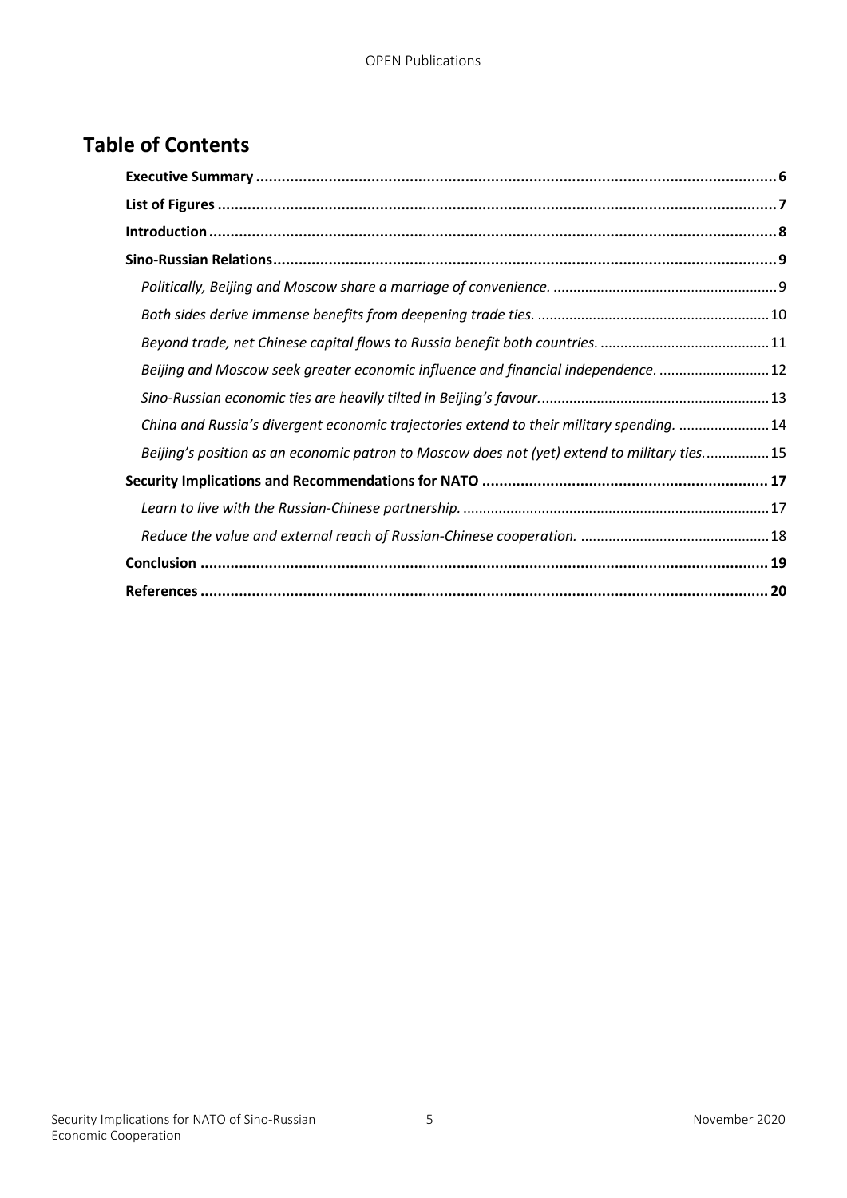## Table of Contents

**Executive Summary** ..... **6**

**List of Figures** ..... **7**

**Introduction** ..... **8**

**Sino-Russian Relations** ..... **9**

- *Politically, Beijing and Moscow share a marriage of convenience.* ..... 9
- *Both sides derive immense benefits from deepening trade ties.* ..... 10
- *Beyond trade, net Chinese capital flows to Russia benefit both countries.* ..... 11
- *Beijing and Moscow seek greater economic influence and financial independence.* ..... 12
- *Sino-Russian economic ties are heavily tilted in Beijing's favour.* ..... 13
- *China and Russia's divergent economic trajectories extend to their military spending.* ..... 14
- *Beijing's position as an economic patron to Moscow does not (yet) extend to military ties.* ..... 15

**Security Implications and Recommendations for NATO** ..... **17**

- *Learn to live with the Russian-Chinese partnership.* ..... 17
- *Reduce the value and external reach of Russian-Chinese cooperation.* ..... 18

**Conclusion** ..... **19**

**References** ..... **20**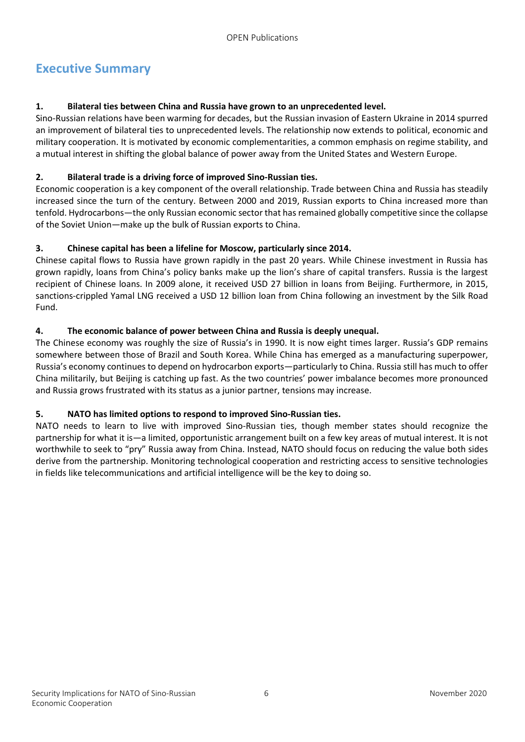# Executive Summary

**1. Bilateral ties between China and Russia have grown to an unprecedented level.**

Sino-Russian relations have been warming for decades, but the Russian invasion of Eastern Ukraine in 2014 spurred an improvement of bilateral ties to unprecedented levels. The relationship now extends to political, economic and military cooperation. It is motivated by economic complementarities, a common emphasis on regime stability, and a mutual interest in shifting the global balance of power away from the United States and Western Europe.

**2. Bilateral trade is a driving force of improved Sino-Russian ties.**

Economic cooperation is a key component of the overall relationship. Trade between China and Russia has steadily increased since the turn of the century. Between 2000 and 2019, Russian exports to China increased more than tenfold. Hydrocarbons—the only Russian economic sector that has remained globally competitive since the collapse of the Soviet Union—make up the bulk of Russian exports to China.

**3. Chinese capital has been a lifeline for Moscow, particularly since 2014.**

Chinese capital flows to Russia have grown rapidly in the past 20 years. While Chinese investment in Russia has grown rapidly, loans from China's policy banks make up the lion's share of capital transfers. Russia is the largest recipient of Chinese loans. In 2009 alone, it received USD 27 billion in loans from Beijing. Furthermore, in 2015, sanctions-crippled Yamal LNG received a USD 12 billion loan from China following an investment by the Silk Road Fund.

**4. The economic balance of power between China and Russia is deeply unequal.**

The Chinese economy was roughly the size of Russia's in 1990. It is now eight times larger. Russia's GDP remains somewhere between those of Brazil and South Korea. While China has emerged as a manufacturing superpower, Russia's economy continues to depend on hydrocarbon exports—particularly to China. Russia still has much to offer China militarily, but Beijing is catching up fast. As the two countries' power imbalance becomes more pronounced and Russia grows frustrated with its status as a junior partner, tensions may increase.

**5. NATO has limited options to respond to improved Sino-Russian ties.**

NATO needs to learn to live with improved Sino-Russian ties, though member states should recognize the partnership for what it is—a limited, opportunistic arrangement built on a few key areas of mutual interest. It is not worthwhile to seek to "pry" Russia away from China. Instead, NATO should focus on reducing the value both sides derive from the partnership. Monitoring technological cooperation and restricting access to sensitive technologies in fields like telecommunications and artificial intelligence will be the key to doing so.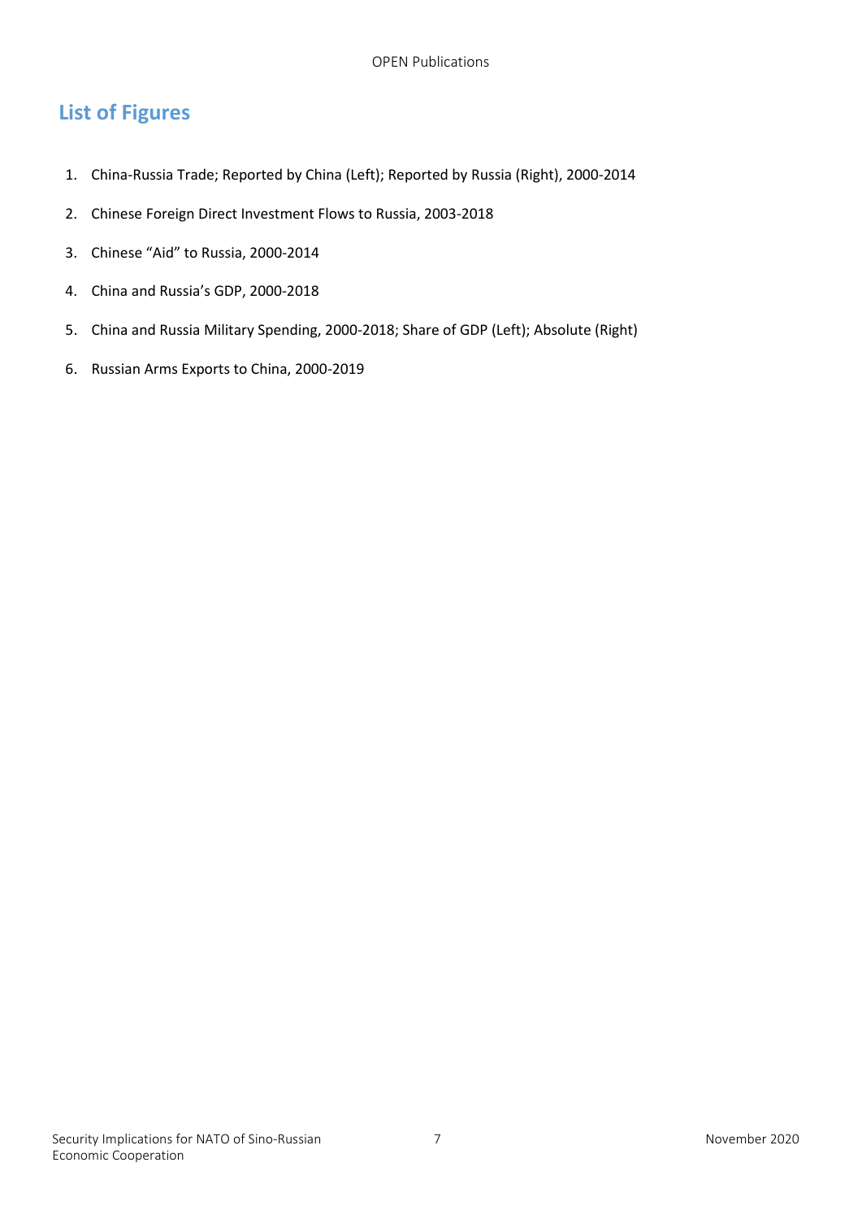## List of Figures

1. China-Russia Trade; Reported by China (Left); Reported by Russia (Right), 2000-2014
2. Chinese Foreign Direct Investment Flows to Russia, 2003-2018
3. Chinese "Aid" to Russia, 2000-2014
4. China and Russia's GDP, 2000-2018
5. China and Russia Military Spending, 2000-2018; Share of GDP (Left); Absolute (Right)
6. Russian Arms Exports to China, 2000-2019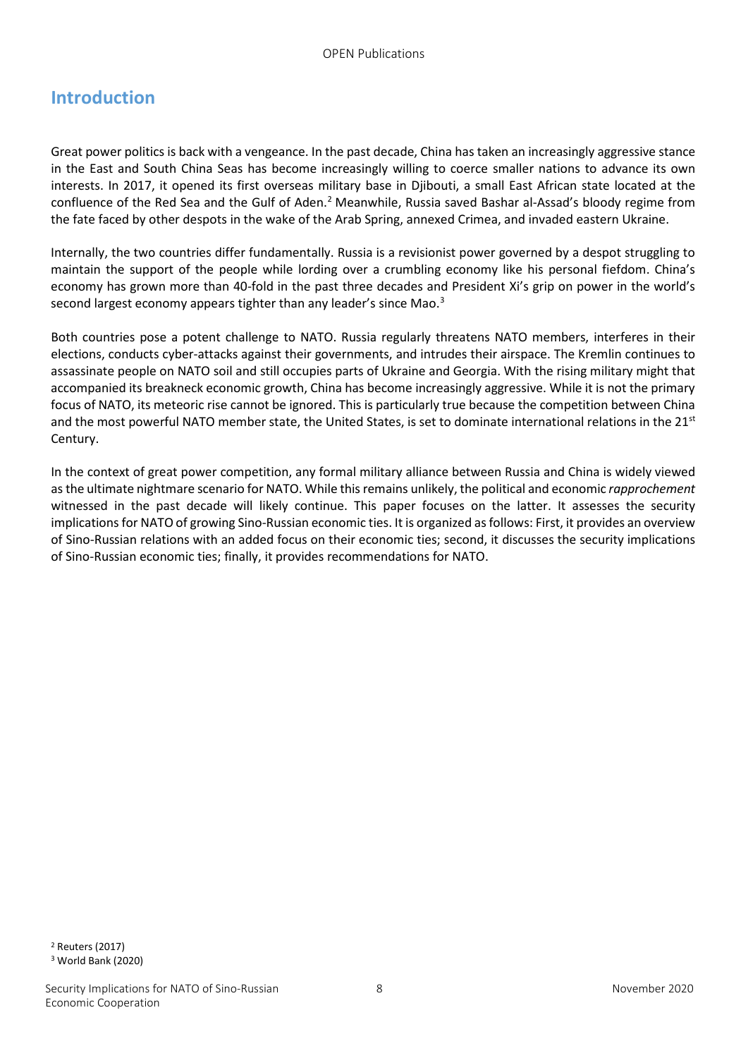## Introduction

Great power politics is back with a vengeance. In the past decade, China has taken an increasingly aggressive stance in the East and South China Seas has become increasingly willing to coerce smaller nations to advance its own interests. In 2017, it opened its first overseas military base in Djibouti, a small East African state located at the confluence of the Red Sea and the Gulf of Aden.[2] Meanwhile, Russia saved Bashar al-Assad's bloody regime from the fate faced by other despots in the wake of the Arab Spring, annexed Crimea, and invaded eastern Ukraine.

Internally, the two countries differ fundamentally. Russia is a revisionist power governed by a despot struggling to maintain the support of the people while lording over a crumbling economy like his personal fiefdom. China's economy has grown more than 40-fold in the past three decades and President Xi's grip on power in the world's second largest economy appears tighter than any leader's since Mao.[3]

Both countries pose a potent challenge to NATO. Russia regularly threatens NATO members, interferes in their elections, conducts cyber-attacks against their governments, and intrudes their airspace. The Kremlin continues to assassinate people on NATO soil and still occupies parts of Ukraine and Georgia. With the rising military might that accompanied its breakneck economic growth, China has become increasingly aggressive. While it is not the primary focus of NATO, its meteoric rise cannot be ignored. This is particularly true because the competition between China and the most powerful NATO member state, the United States, is set to dominate international relations in the 21st Century.

In the context of great power competition, any formal military alliance between Russia and China is widely viewed as the ultimate nightmare scenario for NATO. While this remains unlikely, the political and economic *rapprochement* witnessed in the past decade will likely continue. This paper focuses on the latter. It assesses the security implications for NATO of growing Sino-Russian economic ties. It is organized as follows: First, it provides an overview of Sino-Russian relations with an added focus on their economic ties; second, it discusses the security implications of Sino-Russian economic ties; finally, it provides recommendations for NATO.

[2] Reuters (2017)
[3] World Bank (2020)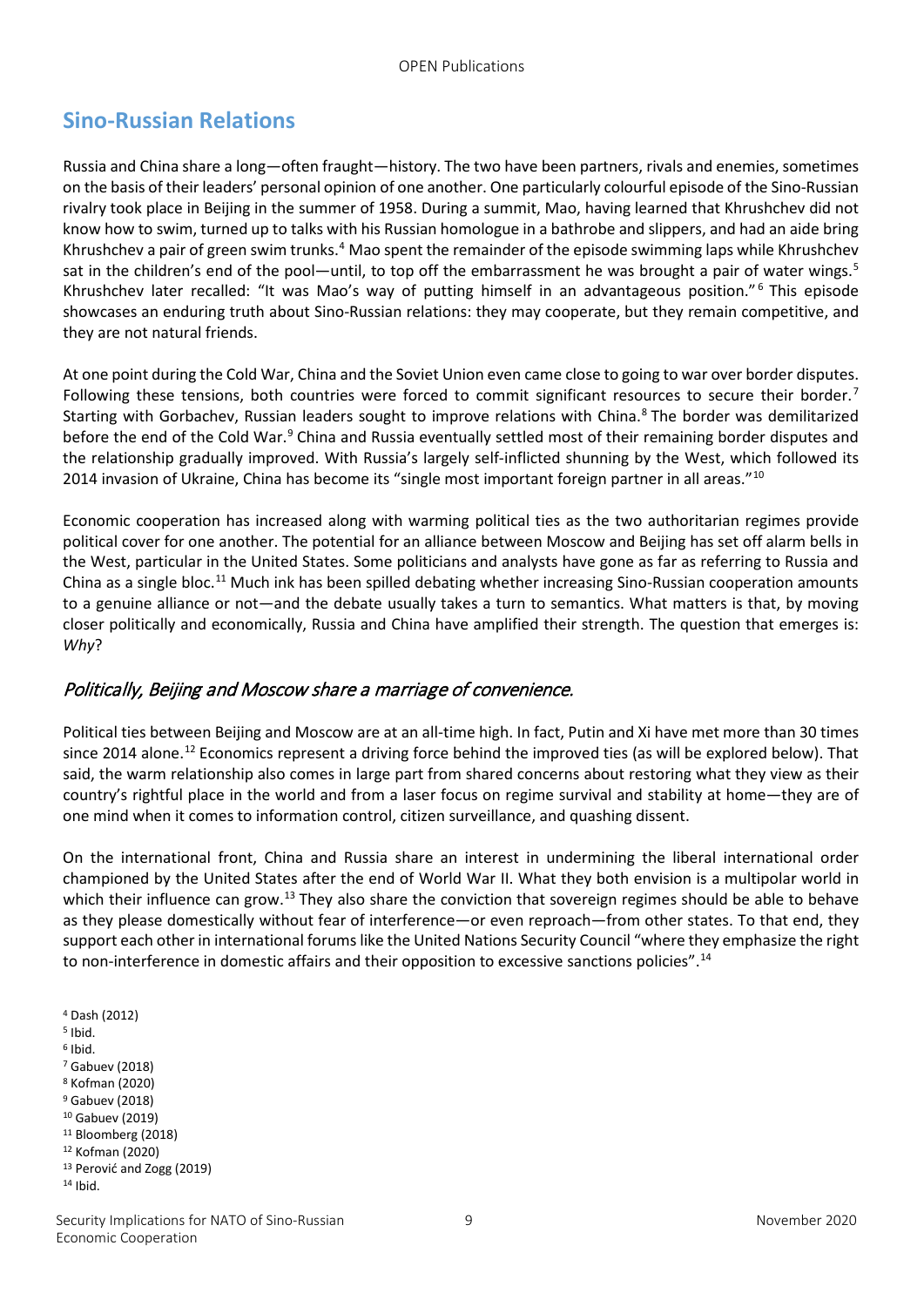## Sino-Russian Relations

Russia and China share a long—often fraught—history. The two have been partners, rivals and enemies, sometimes on the basis of their leaders' personal opinion of one another. One particularly colourful episode of the Sino-Russian rivalry took place in Beijing in the summer of 1958. During a summit, Mao, having learned that Khrushchev did not know how to swim, turned up to talks with his Russian homologue in a bathrobe and slippers, and had an aide bring Khrushchev a pair of green swim trunks.[4] Mao spent the remainder of the episode swimming laps while Khrushchev sat in the children's end of the pool—until, to top off the embarrassment he was brought a pair of water wings.[5] Khrushchev later recalled: "It was Mao's way of putting himself in an advantageous position."[6] This episode showcases an enduring truth about Sino-Russian relations: they may cooperate, but they remain competitive, and they are not natural friends.

At one point during the Cold War, China and the Soviet Union even came close to going to war over border disputes. Following these tensions, both countries were forced to commit significant resources to secure their border.[7] Starting with Gorbachev, Russian leaders sought to improve relations with China.[8] The border was demilitarized before the end of the Cold War.[9] China and Russia eventually settled most of their remaining border disputes and the relationship gradually improved. With Russia's largely self-inflicted shunning by the West, which followed its 2014 invasion of Ukraine, China has become its "single most important foreign partner in all areas."[10]

Economic cooperation has increased along with warming political ties as the two authoritarian regimes provide political cover for one another. The potential for an alliance between Moscow and Beijing has set off alarm bells in the West, particular in the United States. Some politicians and analysts have gone as far as referring to Russia and China as a single bloc.[11] Much ink has been spilled debating whether increasing Sino-Russian cooperation amounts to a genuine alliance or not—and the debate usually takes a turn to semantics. What matters is that, by moving closer politically and economically, Russia and China have amplified their strength. The question that emerges is: *Why*?

### *Politically, Beijing and Moscow share a marriage of convenience.*

Political ties between Beijing and Moscow are at an all-time high. In fact, Putin and Xi have met more than 30 times since 2014 alone.[12] Economics represent a driving force behind the improved ties (as will be explored below). That said, the warm relationship also comes in large part from shared concerns about restoring what they view as their country's rightful place in the world and from a laser focus on regime survival and stability at home—they are of one mind when it comes to information control, citizen surveillance, and quashing dissent.

On the international front, China and Russia share an interest in undermining the liberal international order championed by the United States after the end of World War II. What they both envision is a multipolar world in which their influence can grow.[13] They also share the conviction that sovereign regimes should be able to behave as they please domestically without fear of interference—or even reproach—from other states. To that end, they support each other in international forums like the United Nations Security Council "where they emphasize the right to non-interference in domestic affairs and their opposition to excessive sanctions policies".[14]

[4] Dash (2012)
[5] Ibid.
[6] Ibid.
[7] Gabuev (2018)
[8] Kofman (2020)
[9] Gabuev (2018)
[10] Gabuev (2019)
[11] Bloomberg (2018)
[12] Kofman (2020)
[13] Perović and Zogg (2019)
[14] Ibid.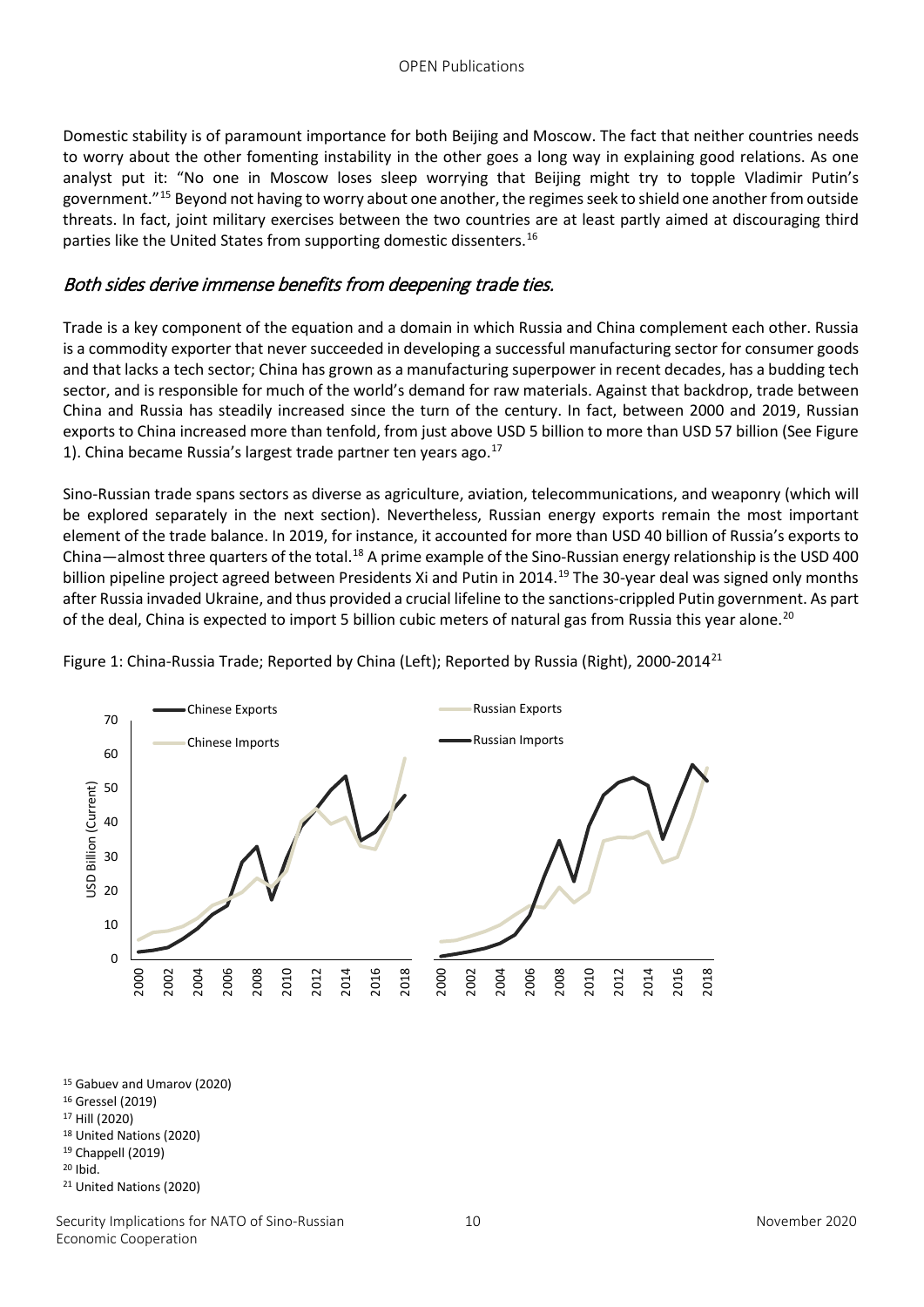Domestic stability is of paramount importance for both Beijing and Moscow. The fact that neither countries needs to worry about the other fomenting instability in the other goes a long way in explaining good relations. As one analyst put it: "No one in Moscow loses sleep worrying that Beijing might try to topple Vladimir Putin's government."[15] Beyond not having to worry about one another, the regimes seek to shield one another from outside threats. In fact, joint military exercises between the two countries are at least partly aimed at discouraging third parties like the United States from supporting domestic dissenters.[16]

## *Both sides derive immense benefits from deepening trade ties.*

Trade is a key component of the equation and a domain in which Russia and China complement each other. Russia is a commodity exporter that never succeeded in developing a successful manufacturing sector for consumer goods and that lacks a tech sector; China has grown as a manufacturing superpower in recent decades, has a budding tech sector, and is responsible for much of the world's demand for raw materials. Against that backdrop, trade between China and Russia has steadily increased since the turn of the century. In fact, between 2000 and 2019, Russian exports to China increased more than tenfold, from just above USD 5 billion to more than USD 57 billion (See Figure 1). China became Russia's largest trade partner ten years ago.[17]

Sino-Russian trade spans sectors as diverse as agriculture, aviation, telecommunications, and weaponry (which will be explored separately in the next section). Nevertheless, Russian energy exports remain the most important element of the trade balance. In 2019, for instance, it accounted for more than USD 40 billion of Russia's exports to China—almost three quarters of the total.[18] A prime example of the Sino-Russian energy relationship is the USD 400 billion pipeline project agreed between Presidents Xi and Putin in 2014.[19] The 30-year deal was signed only months after Russia invaded Ukraine, and thus provided a crucial lifeline to the sanctions-crippled Putin government. As part of the deal, China is expected to import 5 billion cubic meters of natural gas from Russia this year alone.[20]

Figure 1: China-Russia Trade; Reported by China (Left); Reported by Russia (Right), 2000-2014[21]

[15] Gabuev and Umarov (2020)
[16] Gressel (2019)
[17] Hill (2020)
[18] United Nations (2020)
[19] Chappell (2019)
[20] Ibid.
[21] United Nations (2020)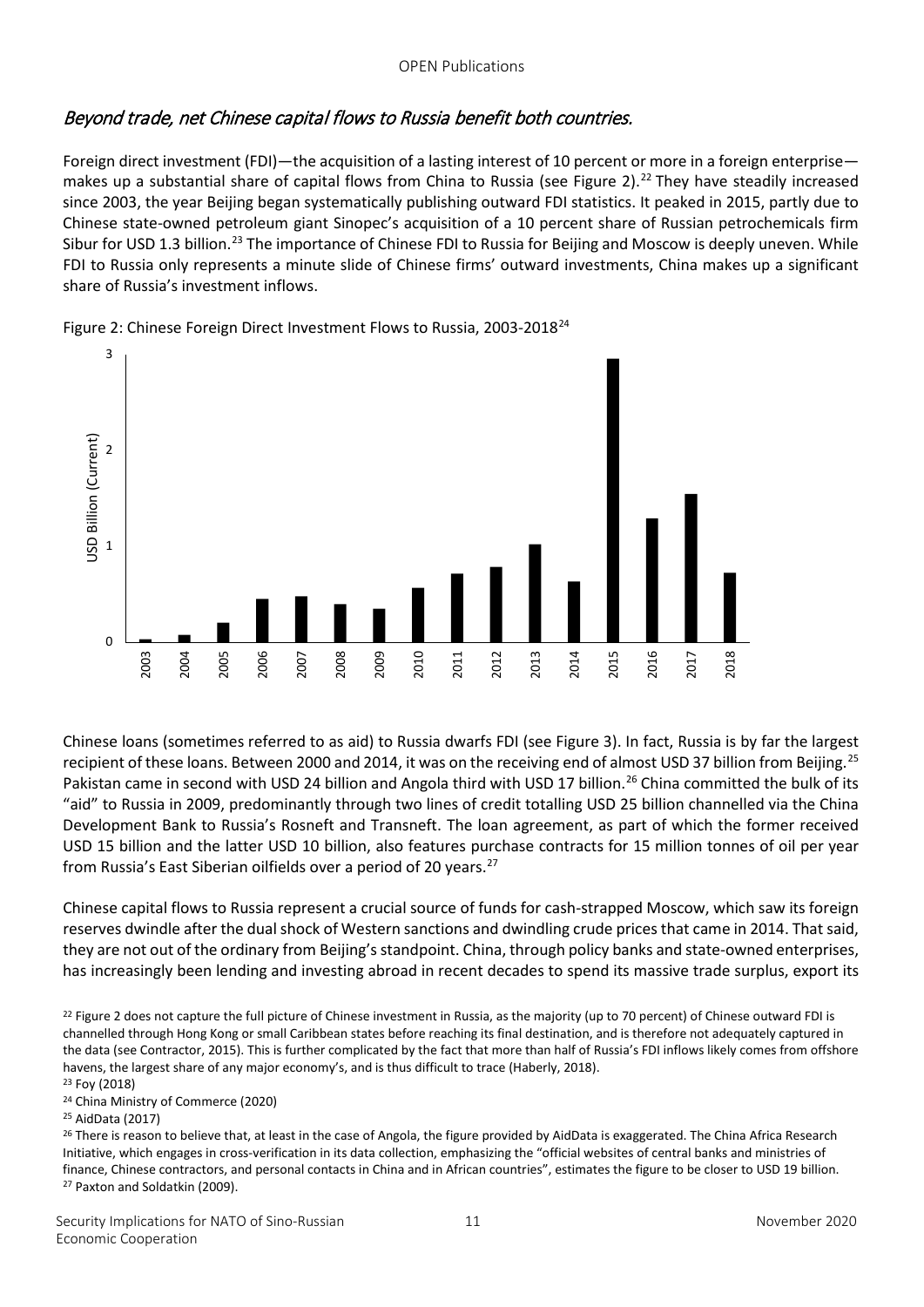## *Beyond trade, net Chinese capital flows to Russia benefit both countries.*

Foreign direct investment (FDI)—the acquisition of a lasting interest of 10 percent or more in a foreign enterprise—makes up a substantial share of capital flows from China to Russia (see Figure 2).[22] They have steadily increased since 2003, the year Beijing began systematically publishing outward FDI statistics. It peaked in 2015, partly due to Chinese state-owned petroleum giant Sinopec's acquisition of a 10 percent share of Russian petrochemicals firm Sibur for USD 1.3 billion.[23] The importance of Chinese FDI to Russia for Beijing and Moscow is deeply uneven. While FDI to Russia only represents a minute slide of Chinese firms' outward investments, China makes up a significant share of Russia's investment inflows.

Figure 2: Chinese Foreign Direct Investment Flows to Russia, 2003-2018[24]

Chinese loans (sometimes referred to as aid) to Russia dwarfs FDI (see Figure 3). In fact, Russia is by far the largest recipient of these loans. Between 2000 and 2014, it was on the receiving end of almost USD 37 billion from Beijing.[25] Pakistan came in second with USD 24 billion and Angola third with USD 17 billion.[26] China committed the bulk of its "aid" to Russia in 2009, predominantly through two lines of credit totalling USD 25 billion channelled via the China Development Bank to Russia's Rosneft and Transneft. The loan agreement, as part of which the former received USD 15 billion and the latter USD 10 billion, also features purchase contracts for 15 million tonnes of oil per year from Russia's East Siberian oilfields over a period of 20 years.[27]

Chinese capital flows to Russia represent a crucial source of funds for cash-strapped Moscow, which saw its foreign reserves dwindle after the dual shock of Western sanctions and dwindling crude prices that came in 2014. That said, they are not out of the ordinary from Beijing's standpoint. China, through policy banks and state-owned enterprises, has increasingly been lending and investing abroad in recent decades to spend its massive trade surplus, export its

[22] Figure 2 does not capture the full picture of Chinese investment in Russia, as the majority (up to 70 percent) of Chinese outward FDI is channelled through Hong Kong or small Caribbean states before reaching its final destination, and is therefore not adequately captured in the data (see Contractor, 2015). This is further complicated by the fact that more than half of Russia's FDI inflows likely comes from offshore havens, the largest share of any major economy's, and is thus difficult to trace (Haberly, 2018).

[23] Foy (2018)

[24] China Ministry of Commerce (2020)

[25] AidData (2017)

[26] There is reason to believe that, at least in the case of Angola, the figure provided by AidData is exaggerated. The China Africa Research Initiative, which engages in cross-verification in its data collection, emphasizing the "official websites of central banks and ministries of finance, Chinese contractors, and personal contacts in China and in African countries", estimates the figure to be closer to USD 19 billion.

[27] Paxton and Soldatkin (2009).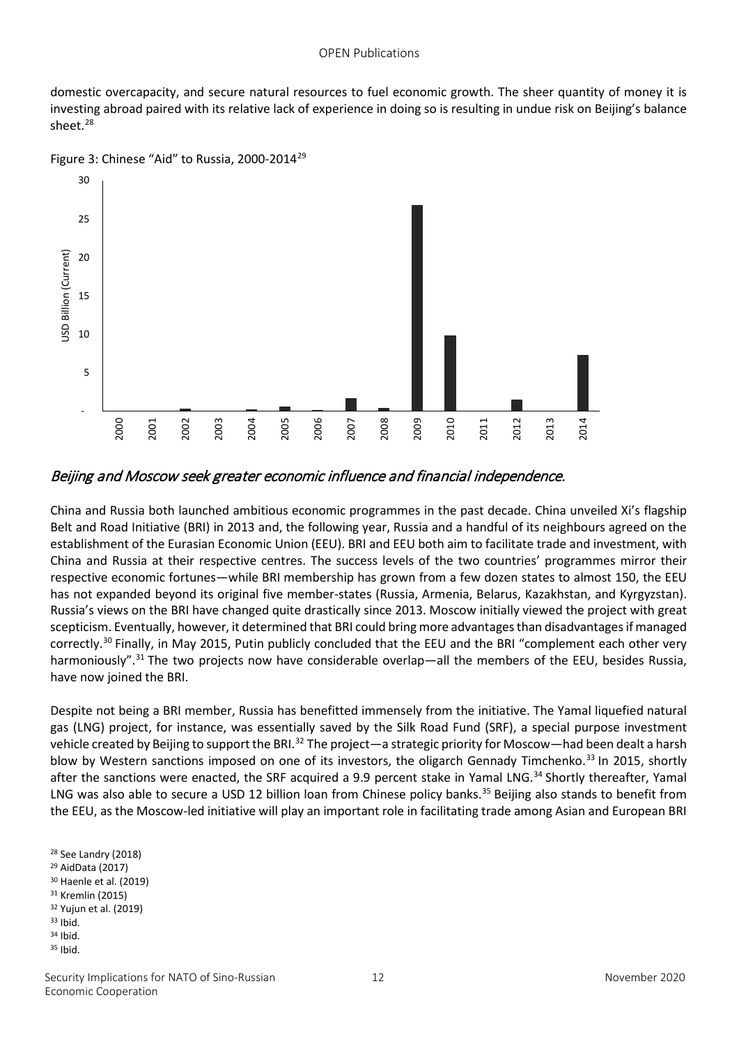domestic overcapacity, and secure natural resources to fuel economic growth. The sheer quantity of money it is investing abroad paired with its relative lack of experience in doing so is resulting in undue risk on Beijing's balance sheet.[28]

Figure 3: Chinese "Aid" to Russia, 2000-2014[29]

*Beijing and Moscow seek greater economic influence and financial independence.*

China and Russia both launched ambitious economic programmes in the past decade. China unveiled Xi's flagship Belt and Road Initiative (BRI) in 2013 and, the following year, Russia and a handful of its neighbours agreed on the establishment of the Eurasian Economic Union (EEU). BRI and EEU both aim to facilitate trade and investment, with China and Russia at their respective centres. The success levels of the two countries' programmes mirror their respective economic fortunes—while BRI membership has grown from a few dozen states to almost 150, the EEU has not expanded beyond its original five member-states (Russia, Armenia, Belarus, Kazakhstan, and Kyrgyzstan). Russia's views on the BRI have changed quite drastically since 2013. Moscow initially viewed the project with great scepticism. Eventually, however, it determined that BRI could bring more advantages than disadvantages if managed correctly.[30] Finally, in May 2015, Putin publicly concluded that the EEU and the BRI "complement each other very harmoniously".[31] The two projects now have considerable overlap—all the members of the EEU, besides Russia, have now joined the BRI.

Despite not being a BRI member, Russia has benefitted immensely from the initiative. The Yamal liquefied natural gas (LNG) project, for instance, was essentially saved by the Silk Road Fund (SRF), a special purpose investment vehicle created by Beijing to support the BRI.[32] The project—a strategic priority for Moscow—had been dealt a harsh blow by Western sanctions imposed on one of its investors, the oligarch Gennady Timchenko.[33] In 2015, shortly after the sanctions were enacted, the SRF acquired a 9.9 percent stake in Yamal LNG.[34] Shortly thereafter, Yamal LNG was also able to secure a USD 12 billion loan from Chinese policy banks.[35] Beijing also stands to benefit from the EEU, as the Moscow-led initiative will play an important role in facilitating trade among Asian and European BRI

[28] See Landry (2018)
[29] AidData (2017)
[30] Haenle et al. (2019)
[31] Kremlin (2015)
[32] Yujun et al. (2019)
[33] Ibid.
[34] Ibid.
[35] Ibid.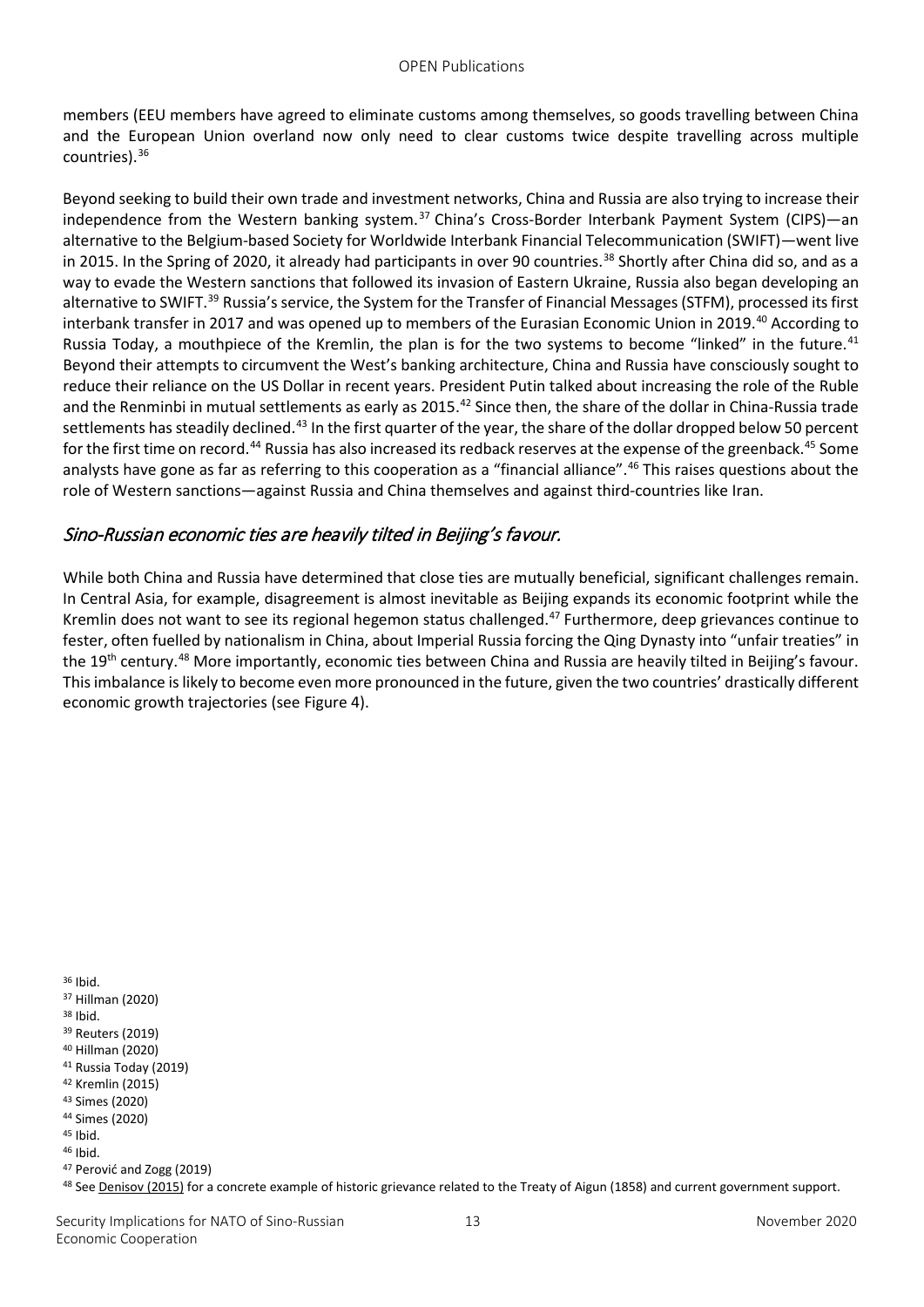members (EEU members have agreed to eliminate customs among themselves, so goods travelling between China and the European Union overland now only need to clear customs twice despite travelling across multiple countries).[36]

Beyond seeking to build their own trade and investment networks, China and Russia are also trying to increase their independence from the Western banking system.[37] China's Cross-Border Interbank Payment System (CIPS)—an alternative to the Belgium-based Society for Worldwide Interbank Financial Telecommunication (SWIFT)—went live in 2015. In the Spring of 2020, it already had participants in over 90 countries.[38] Shortly after China did so, and as a way to evade the Western sanctions that followed its invasion of Eastern Ukraine, Russia also began developing an alternative to SWIFT.[39] Russia's service, the System for the Transfer of Financial Messages (STFM), processed its first interbank transfer in 2017 and was opened up to members of the Eurasian Economic Union in 2019.[40] According to Russia Today, a mouthpiece of the Kremlin, the plan is for the two systems to become "linked" in the future.[41] Beyond their attempts to circumvent the West's banking architecture, China and Russia have consciously sought to reduce their reliance on the US Dollar in recent years. President Putin talked about increasing the role of the Ruble and the Renminbi in mutual settlements as early as 2015.[42] Since then, the share of the dollar in China-Russia trade settlements has steadily declined.[43] In the first quarter of the year, the share of the dollar dropped below 50 percent for the first time on record.[44] Russia has also increased its redback reserves at the expense of the greenback.[45] Some analysts have gone as far as referring to this cooperation as a "financial alliance".[46] This raises questions about the role of Western sanctions—against Russia and China themselves and against third-countries like Iran.

## *Sino-Russian economic ties are heavily tilted in Beijing's favour.*

While both China and Russia have determined that close ties are mutually beneficial, significant challenges remain. In Central Asia, for example, disagreement is almost inevitable as Beijing expands its economic footprint while the Kremlin does not want to see its regional hegemon status challenged.[47] Furthermore, deep grievances continue to fester, often fuelled by nationalism in China, about Imperial Russia forcing the Qing Dynasty into "unfair treaties" in the 19th century.[48] More importantly, economic ties between China and Russia are heavily tilted in Beijing's favour. This imbalance is likely to become even more pronounced in the future, given the two countries' drastically different economic growth trajectories (see Figure 4).

---

[36] Ibid.
[37] Hillman (2020)
[38] Ibid.
[39] Reuters (2019)
[40] Hillman (2020)
[41] Russia Today (2019)
[42] Kremlin (2015)
[43] Simes (2020)
[44] Simes (2020)
[45] Ibid.
[46] Ibid.
[47] Perović and Zogg (2019)
[48] See Denisov (2015) for a concrete example of historic grievance related to the Treaty of Aigun (1858) and current government support.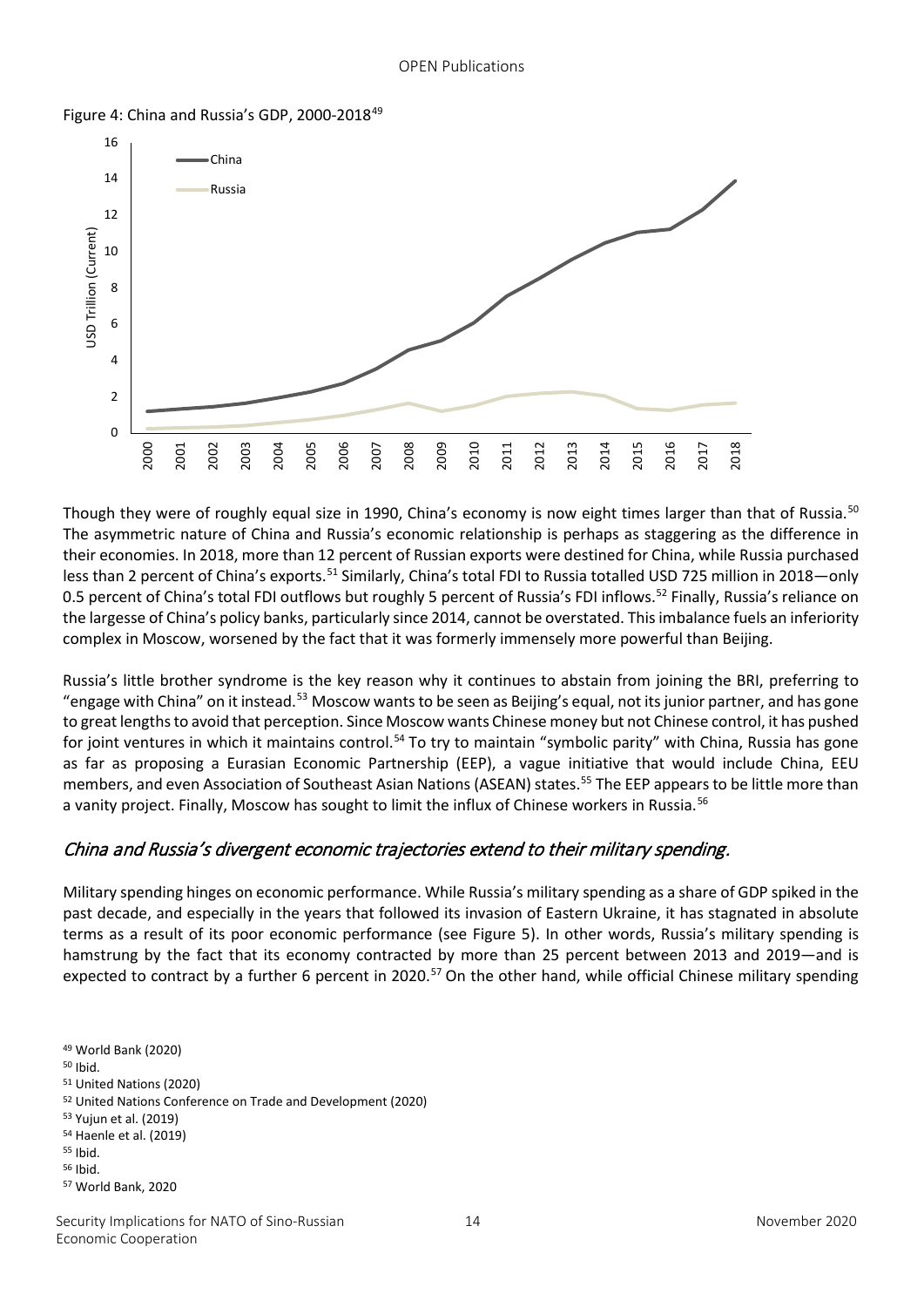Figure 4: China and Russia's GDP, 2000-2018[49]

Though they were of roughly equal size in 1990, China's economy is now eight times larger than that of Russia.[50] The asymmetric nature of China and Russia's economic relationship is perhaps as staggering as the difference in their economies. In 2018, more than 12 percent of Russian exports were destined for China, while Russia purchased less than 2 percent of China's exports.[51] Similarly, China's total FDI to Russia totalled USD 725 million in 2018—only 0.5 percent of China's total FDI outflows but roughly 5 percent of Russia's FDI inflows.[52] Finally, Russia's reliance on the largesse of China's policy banks, particularly since 2014, cannot be overstated. This imbalance fuels an inferiority complex in Moscow, worsened by the fact that it was formerly immensely more powerful than Beijing.

Russia's little brother syndrome is the key reason why it continues to abstain from joining the BRI, preferring to "engage with China" on it instead.[53] Moscow wants to be seen as Beijing's equal, not its junior partner, and has gone to great lengths to avoid that perception. Since Moscow wants Chinese money but not Chinese control, it has pushed for joint ventures in which it maintains control.[54] To try to maintain "symbolic parity" with China, Russia has gone as far as proposing a Eurasian Economic Partnership (EEP), a vague initiative that would include China, EEU members, and even Association of Southeast Asian Nations (ASEAN) states.[55] The EEP appears to be little more than a vanity project. Finally, Moscow has sought to limit the influx of Chinese workers in Russia.[56]

## *China and Russia's divergent economic trajectories extend to their military spending.*

Military spending hinges on economic performance. While Russia's military spending as a share of GDP spiked in the past decade, and especially in the years that followed its invasion of Eastern Ukraine, it has stagnated in absolute terms as a result of its poor economic performance (see Figure 5). In other words, Russia's military spending is hamstrung by the fact that its economy contracted by more than 25 percent between 2013 and 2019—and is expected to contract by a further 6 percent in 2020.[57] On the other hand, while official Chinese military spending

[49] World Bank (2020)
[50] Ibid.
[51] United Nations (2020)
[52] United Nations Conference on Trade and Development (2020)
[53] Yujun et al. (2019)
[54] Haenle et al. (2019)
[55] Ibid.
[56] Ibid.
[57] World Bank, 2020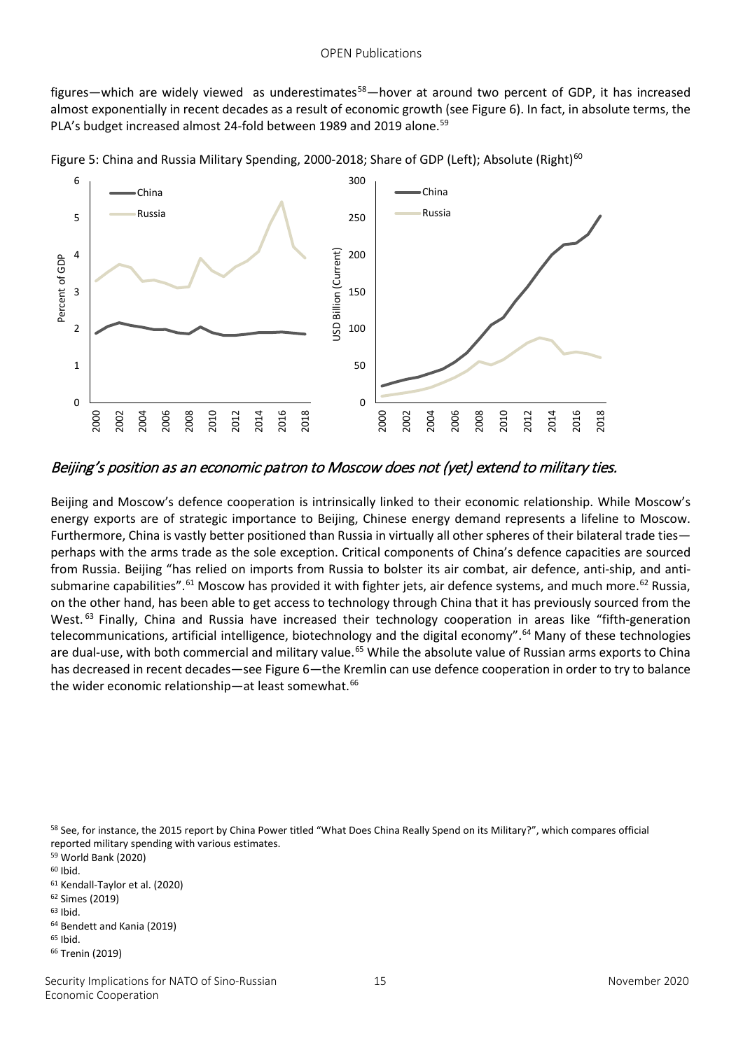figures—which are widely viewed as underestimates[58]—hover at around two percent of GDP, it has increased almost exponentially in recent decades as a result of economic growth (see Figure 6). In fact, in absolute terms, the PLA's budget increased almost 24-fold between 1989 and 2019 alone.[59]

Figure 5: China and Russia Military Spending, 2000-2018; Share of GDP (Left); Absolute (Right)[60]

### *Beijing's position as an economic patron to Moscow does not (yet) extend to military ties.*

Beijing and Moscow's defence cooperation is intrinsically linked to their economic relationship. While Moscow's energy exports are of strategic importance to Beijing, Chinese energy demand represents a lifeline to Moscow. Furthermore, China is vastly better positioned than Russia in virtually all other spheres of their bilateral trade ties—perhaps with the arms trade as the sole exception. Critical components of China's defence capacities are sourced from Russia. Beijing "has relied on imports from Russia to bolster its air combat, air defence, anti-ship, and anti-submarine capabilities".[61] Moscow has provided it with fighter jets, air defence systems, and much more.[62] Russia, on the other hand, has been able to get access to technology through China that it has previously sourced from the West.[63] Finally, China and Russia have increased their technology cooperation in areas like "fifth-generation telecommunications, artificial intelligence, biotechnology and the digital economy".[64] Many of these technologies are dual-use, with both commercial and military value.[65] While the absolute value of Russian arms exports to China has decreased in recent decades—see Figure 6—the Kremlin can use defence cooperation in order to try to balance the wider economic relationship—at least somewhat.[66]

[58] See, for instance, the 2015 report by China Power titled "What Does China Really Spend on its Military?", which compares official reported military spending with various estimates.
[59] World Bank (2020)
[60] Ibid.
[61] Kendall-Taylor et al. (2020)
[62] Simes (2019)
[63] Ibid.
[64] Bendett and Kania (2019)
[65] Ibid.
[66] Trenin (2019)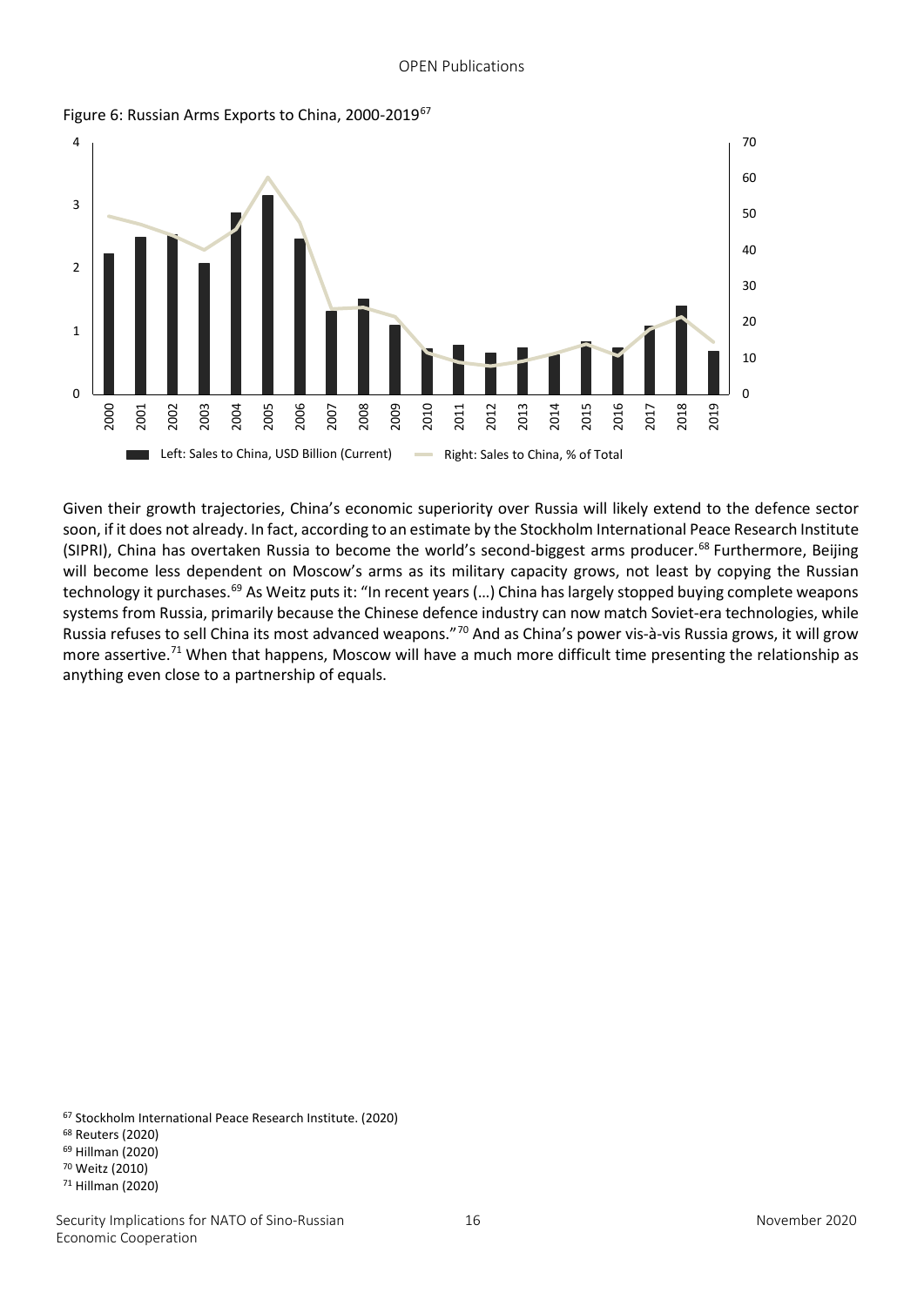Figure 6: Russian Arms Exports to China, 2000-2019[67]

Given their growth trajectories, China's economic superiority over Russia will likely extend to the defence sector soon, if it does not already. In fact, according to an estimate by the Stockholm International Peace Research Institute (SIPRI), China has overtaken Russia to become the world's second-biggest arms producer.[68] Furthermore, Beijing will become less dependent on Moscow's arms as its military capacity grows, not least by copying the Russian technology it purchases.[69] As Weitz puts it: "In recent years (…) China has largely stopped buying complete weapons systems from Russia, primarily because the Chinese defence industry can now match Soviet-era technologies, while Russia refuses to sell China its most advanced weapons."[70] And as China's power vis-à-vis Russia grows, it will grow more assertive.[71] When that happens, Moscow will have a much more difficult time presenting the relationship as anything even close to a partnership of equals.

[67] Stockholm International Peace Research Institute. (2020)
[68] Reuters (2020)
[69] Hillman (2020)
[70] Weitz (2010)
[71] Hillman (2020)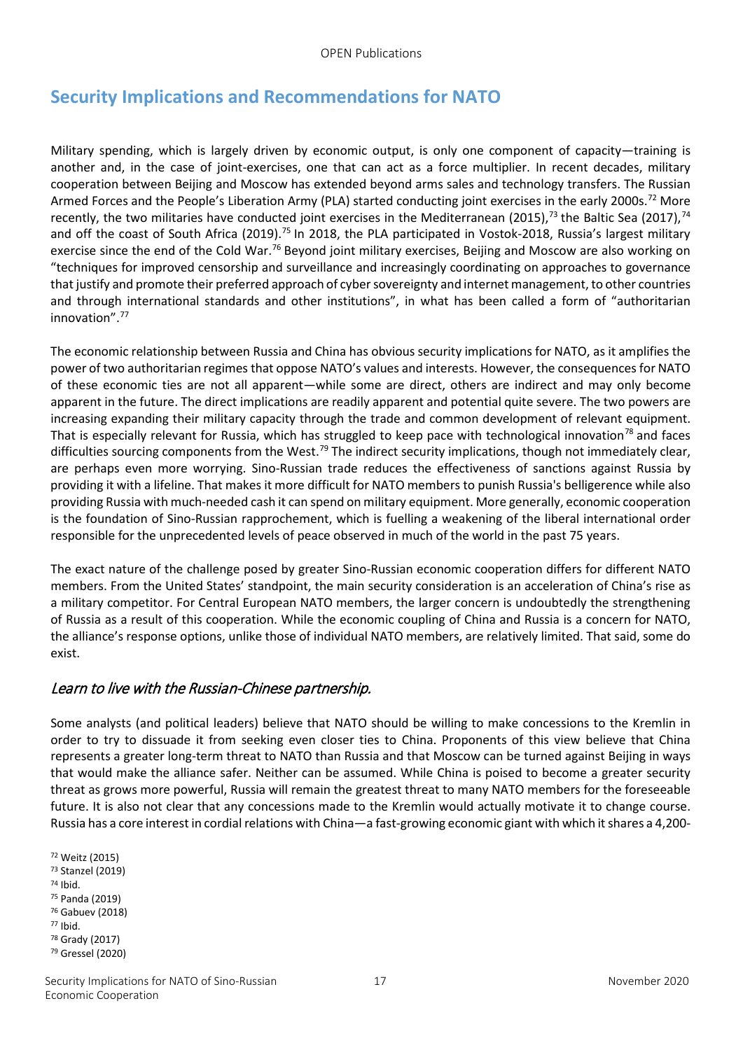## Security Implications and Recommendations for NATO

Military spending, which is largely driven by economic output, is only one component of capacity—training is another and, in the case of joint-exercises, one that can act as a force multiplier. In recent decades, military cooperation between Beijing and Moscow has extended beyond arms sales and technology transfers. The Russian Armed Forces and the People's Liberation Army (PLA) started conducting joint exercises in the early 2000s.[72] More recently, the two militaries have conducted joint exercises in the Mediterranean (2015),[73] the Baltic Sea (2017),[74] and off the coast of South Africa (2019).[75] In 2018, the PLA participated in Vostok-2018, Russia's largest military exercise since the end of the Cold War.[76] Beyond joint military exercises, Beijing and Moscow are also working on "techniques for improved censorship and surveillance and increasingly coordinating on approaches to governance that justify and promote their preferred approach of cyber sovereignty and internet management, to other countries and through international standards and other institutions", in what has been called a form of "authoritarian innovation".[77]

The economic relationship between Russia and China has obvious security implications for NATO, as it amplifies the power of two authoritarian regimes that oppose NATO's values and interests. However, the consequences for NATO of these economic ties are not all apparent—while some are direct, others are indirect and may only become apparent in the future. The direct implications are readily apparent and potential quite severe. The two powers are increasing expanding their military capacity through the trade and common development of relevant equipment. That is especially relevant for Russia, which has struggled to keep pace with technological innovation[78] and faces difficulties sourcing components from the West.[79] The indirect security implications, though not immediately clear, are perhaps even more worrying. Sino-Russian trade reduces the effectiveness of sanctions against Russia by providing it with a lifeline. That makes it more difficult for NATO members to punish Russia's belligerence while also providing Russia with much-needed cash it can spend on military equipment. More generally, economic cooperation is the foundation of Sino-Russian rapprochement, which is fuelling a weakening of the liberal international order responsible for the unprecedented levels of peace observed in much of the world in the past 75 years.

The exact nature of the challenge posed by greater Sino-Russian economic cooperation differs for different NATO members. From the United States' standpoint, the main security consideration is an acceleration of China's rise as a military competitor. For Central European NATO members, the larger concern is undoubtedly the strengthening of Russia as a result of this cooperation. While the economic coupling of China and Russia is a concern for NATO, the alliance's response options, unlike those of individual NATO members, are relatively limited. That said, some do exist.

### *Learn to live with the Russian-Chinese partnership.*

Some analysts (and political leaders) believe that NATO should be willing to make concessions to the Kremlin in order to try to dissuade it from seeking even closer ties to China. Proponents of this view believe that China represents a greater long-term threat to NATO than Russia and that Moscow can be turned against Beijing in ways that would make the alliance safer. Neither can be assumed. While China is poised to become a greater security threat as grows more powerful, Russia will remain the greatest threat to many NATO members for the foreseeable future. It is also not clear that any concessions made to the Kremlin would actually motivate it to change course. Russia has a core interest in cordial relations with China—a fast-growing economic giant with which it shares a 4,200-

[72] Weitz (2015)
[73] Stanzel (2019)
[74] Ibid.
[75] Panda (2019)
[76] Gabuev (2018)
[77] Ibid.
[78] Grady (2017)
[79] Gressel (2020)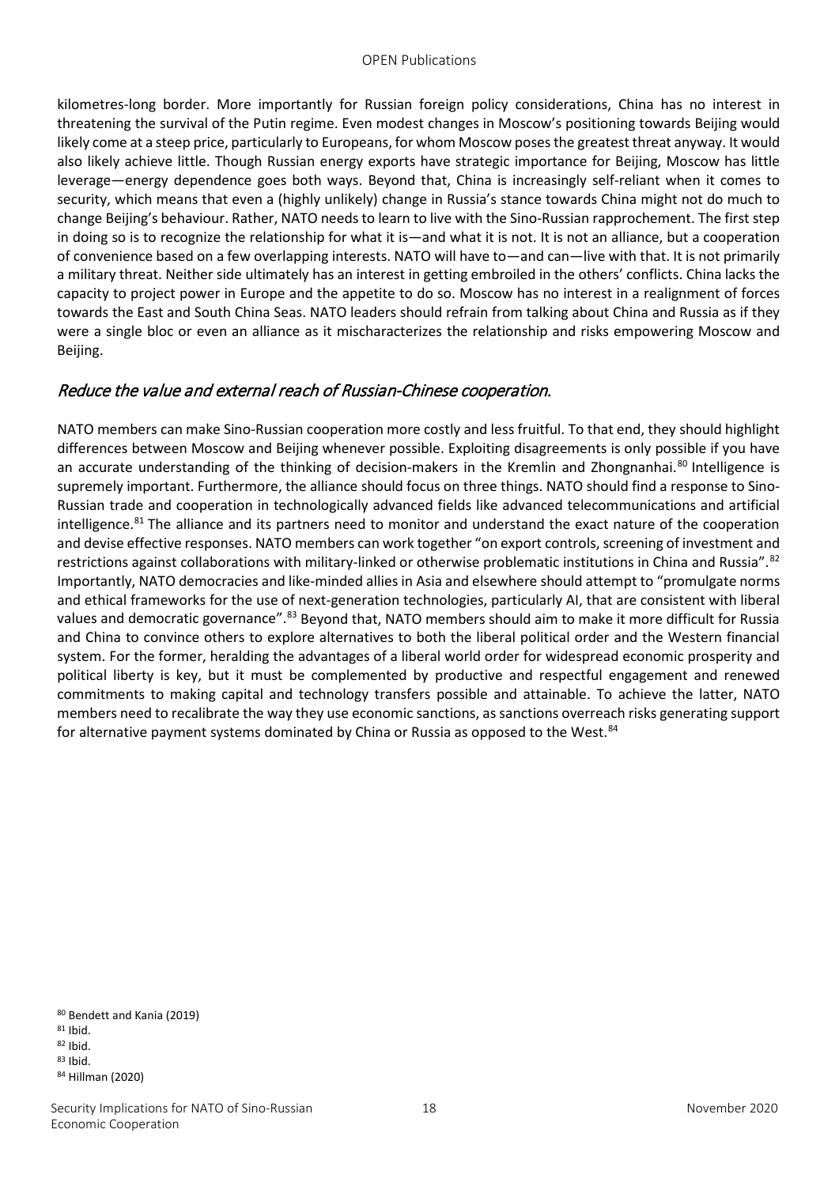kilometres-long border. More importantly for Russian foreign policy considerations, China has no interest in threatening the survival of the Putin regime. Even modest changes in Moscow's positioning towards Beijing would likely come at a steep price, particularly to Europeans, for whom Moscow poses the greatest threat anyway. It would also likely achieve little. Though Russian energy exports have strategic importance for Beijing, Moscow has little leverage—energy dependence goes both ways. Beyond that, China is increasingly self-reliant when it comes to security, which means that even a (highly unlikely) change in Russia's stance towards China might not do much to change Beijing's behaviour. Rather, NATO needs to learn to live with the Sino-Russian rapprochement. The first step in doing so is to recognize the relationship for what it is—and what it is not. It is not an alliance, but a cooperation of convenience based on a few overlapping interests. NATO will have to—and can—live with that. It is not primarily a military threat. Neither side ultimately has an interest in getting embroiled in the others' conflicts. China lacks the capacity to project power in Europe and the appetite to do so. Moscow has no interest in a realignment of forces towards the East and South China Seas. NATO leaders should refrain from talking about China and Russia as if they were a single bloc or even an alliance as it mischaracterizes the relationship and risks empowering Moscow and Beijing.

### *Reduce the value and external reach of Russian-Chinese cooperation.*

NATO members can make Sino-Russian cooperation more costly and less fruitful. To that end, they should highlight differences between Moscow and Beijing whenever possible. Exploiting disagreements is only possible if you have an accurate understanding of the thinking of decision-makers in the Kremlin and Zhongnanhai.[80] Intelligence is supremely important. Furthermore, the alliance should focus on three things. NATO should find a response to Sino-Russian trade and cooperation in technologically advanced fields like advanced telecommunications and artificial intelligence.[81] The alliance and its partners need to monitor and understand the exact nature of the cooperation and devise effective responses. NATO members can work together "on export controls, screening of investment and restrictions against collaborations with military-linked or otherwise problematic institutions in China and Russia".[82] Importantly, NATO democracies and like-minded allies in Asia and elsewhere should attempt to "promulgate norms and ethical frameworks for the use of next-generation technologies, particularly AI, that are consistent with liberal values and democratic governance".[83] Beyond that, NATO members should aim to make it more difficult for Russia and China to convince others to explore alternatives to both the liberal political order and the Western financial system. For the former, heralding the advantages of a liberal world order for widespread economic prosperity and political liberty is key, but it must be complemented by productive and respectful engagement and renewed commitments to making capital and technology transfers possible and attainable. To achieve the latter, NATO members need to recalibrate the way they use economic sanctions, as sanctions overreach risks generating support for alternative payment systems dominated by China or Russia as opposed to the West.[84]

[80] Bendett and Kania (2019)
[81] Ibid.
[82] Ibid.
[83] Ibid.
[84] Hillman (2020)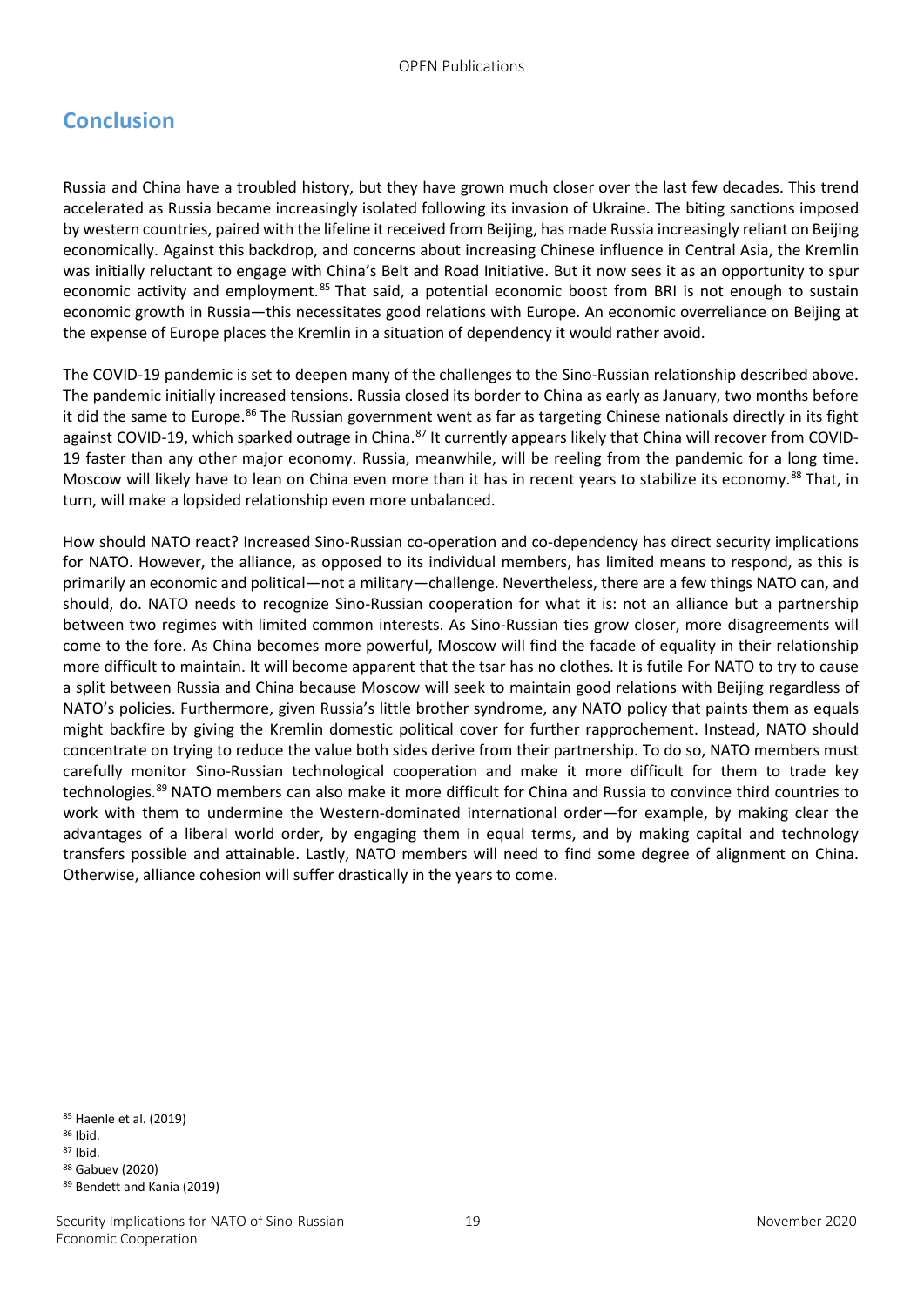## Conclusion

Russia and China have a troubled history, but they have grown much closer over the last few decades. This trend accelerated as Russia became increasingly isolated following its invasion of Ukraine. The biting sanctions imposed by western countries, paired with the lifeline it received from Beijing, has made Russia increasingly reliant on Beijing economically. Against this backdrop, and concerns about increasing Chinese influence in Central Asia, the Kremlin was initially reluctant to engage with China's Belt and Road Initiative. But it now sees it as an opportunity to spur economic activity and employment.[85] That said, a potential economic boost from BRI is not enough to sustain economic growth in Russia—this necessitates good relations with Europe. An economic overreliance on Beijing at the expense of Europe places the Kremlin in a situation of dependency it would rather avoid.

The COVID-19 pandemic is set to deepen many of the challenges to the Sino-Russian relationship described above. The pandemic initially increased tensions. Russia closed its border to China as early as January, two months before it did the same to Europe.[86] The Russian government went as far as targeting Chinese nationals directly in its fight against COVID-19, which sparked outrage in China.[87] It currently appears likely that China will recover from COVID-19 faster than any other major economy. Russia, meanwhile, will be reeling from the pandemic for a long time. Moscow will likely have to lean on China even more than it has in recent years to stabilize its economy.[88] That, in turn, will make a lopsided relationship even more unbalanced.

How should NATO react? Increased Sino-Russian co-operation and co-dependency has direct security implications for NATO. However, the alliance, as opposed to its individual members, has limited means to respond, as this is primarily an economic and political—not a military—challenge. Nevertheless, there are a few things NATO can, and should, do. NATO needs to recognize Sino-Russian cooperation for what it is: not an alliance but a partnership between two regimes with limited common interests. As Sino-Russian ties grow closer, more disagreements will come to the fore. As China becomes more powerful, Moscow will find the facade of equality in their relationship more difficult to maintain. It will become apparent that the tsar has no clothes. It is futile For NATO to try to cause a split between Russia and China because Moscow will seek to maintain good relations with Beijing regardless of NATO's policies. Furthermore, given Russia's little brother syndrome, any NATO policy that paints them as equals might backfire by giving the Kremlin domestic political cover for further rapprochement. Instead, NATO should concentrate on trying to reduce the value both sides derive from their partnership. To do so, NATO members must carefully monitor Sino-Russian technological cooperation and make it more difficult for them to trade key technologies.[89] NATO members can also make it more difficult for China and Russia to convince third countries to work with them to undermine the Western-dominated international order—for example, by making clear the advantages of a liberal world order, by engaging them in equal terms, and by making capital and technology transfers possible and attainable. Lastly, NATO members will need to find some degree of alignment on China. Otherwise, alliance cohesion will suffer drastically in the years to come.

[85] Haenle et al. (2019)
[86] Ibid.
[87] Ibid.
[88] Gabuev (2020)
[89] Bendett and Kania (2019)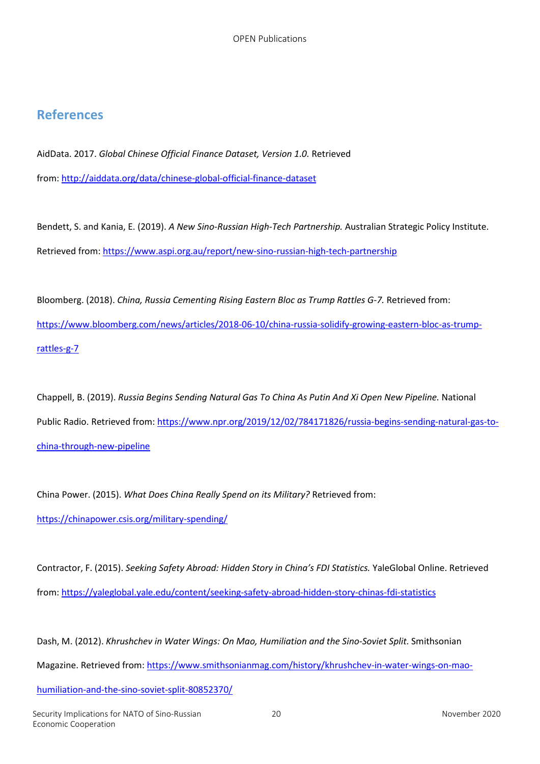## References

AidData. 2017. *Global Chinese Official Finance Dataset, Version 1.0.* Retrieved from: http://aiddata.org/data/chinese-global-official-finance-dataset

Bendett, S. and Kania, E. (2019). *A New Sino-Russian High-Tech Partnership.* Australian Strategic Policy Institute. Retrieved from: https://www.aspi.org.au/report/new-sino-russian-high-tech-partnership

Bloomberg. (2018). *China, Russia Cementing Rising Eastern Bloc as Trump Rattles G-7.* Retrieved from: https://www.bloomberg.com/news/articles/2018-06-10/china-russia-solidify-growing-eastern-bloc-as-trump-rattles-g-7

Chappell, B. (2019). *Russia Begins Sending Natural Gas To China As Putin And Xi Open New Pipeline.* National Public Radio. Retrieved from: https://www.npr.org/2019/12/02/784171826/russia-begins-sending-natural-gas-to-china-through-new-pipeline

China Power. (2015). *What Does China Really Spend on its Military?* Retrieved from: https://chinapower.csis.org/military-spending/

Contractor, F. (2015). *Seeking Safety Abroad: Hidden Story in China's FDI Statistics.* YaleGlobal Online. Retrieved from: https://yaleglobal.yale.edu/content/seeking-safety-abroad-hidden-story-chinas-fdi-statistics

Dash, M. (2012). *Khrushchev in Water Wings: On Mao, Humiliation and the Sino-Soviet Split.* Smithsonian Magazine. Retrieved from: https://www.smithsonianmag.com/history/khrushchev-in-water-wings-on-mao-humiliation-and-the-sino-soviet-split-80852370/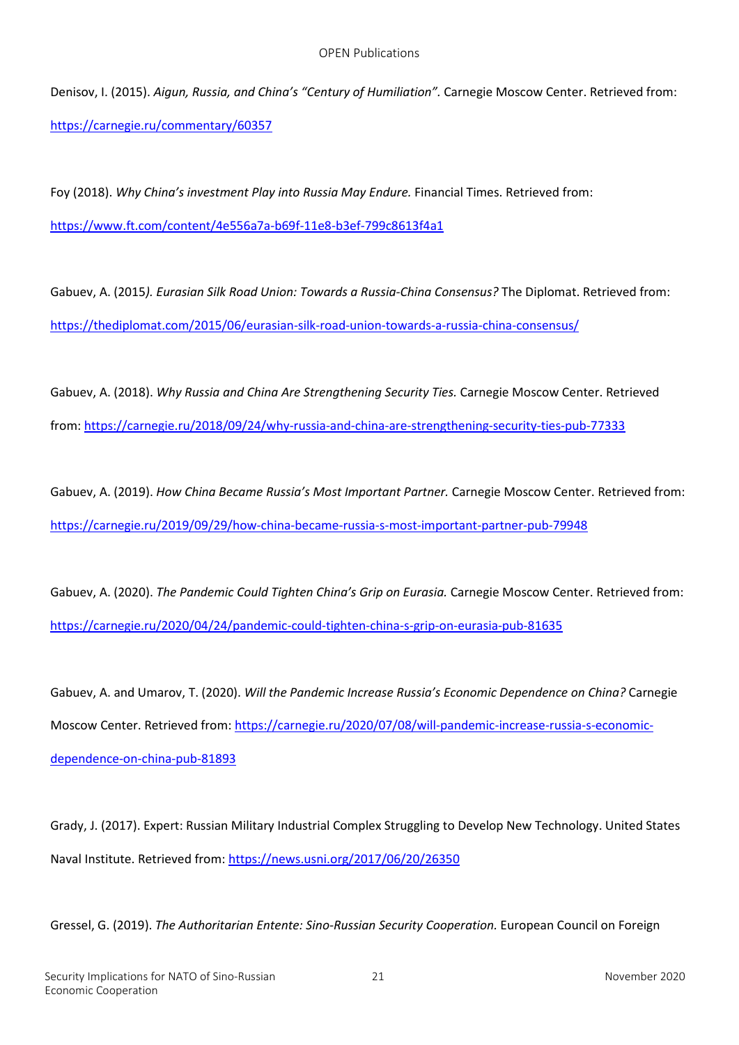Denisov, I. (2015). *Aigun, Russia, and China's "Century of Humiliation".* Carnegie Moscow Center. Retrieved from: https://carnegie.ru/commentary/60357

Foy (2018). *Why China's investment Play into Russia May Endure.* Financial Times. Retrieved from: https://www.ft.com/content/4e556a7a-b69f-11e8-b3ef-799c8613f4a1

Gabuev, A. (2015*). Eurasian Silk Road Union: Towards a Russia-China Consensus?* The Diplomat. Retrieved from: https://thediplomat.com/2015/06/eurasian-silk-road-union-towards-a-russia-china-consensus/

Gabuev, A. (2018). *Why Russia and China Are Strengthening Security Ties.* Carnegie Moscow Center. Retrieved from: https://carnegie.ru/2018/09/24/why-russia-and-china-are-strengthening-security-ties-pub-77333

Gabuev, A. (2019). *How China Became Russia's Most Important Partner.* Carnegie Moscow Center. Retrieved from: https://carnegie.ru/2019/09/29/how-china-became-russia-s-most-important-partner-pub-79948

Gabuev, A. (2020). *The Pandemic Could Tighten China's Grip on Eurasia.* Carnegie Moscow Center. Retrieved from: https://carnegie.ru/2020/04/24/pandemic-could-tighten-china-s-grip-on-eurasia-pub-81635

Gabuev, A. and Umarov, T. (2020). *Will the Pandemic Increase Russia's Economic Dependence on China?* Carnegie Moscow Center. Retrieved from: https://carnegie.ru/2020/07/08/will-pandemic-increase-russia-s-economic-dependence-on-china-pub-81893

Grady, J. (2017). Expert: Russian Military Industrial Complex Struggling to Develop New Technology. United States Naval Institute. Retrieved from: https://news.usni.org/2017/06/20/26350

Gressel, G. (2019). *The Authoritarian Entente: Sino-Russian Security Cooperation.* European Council on Foreign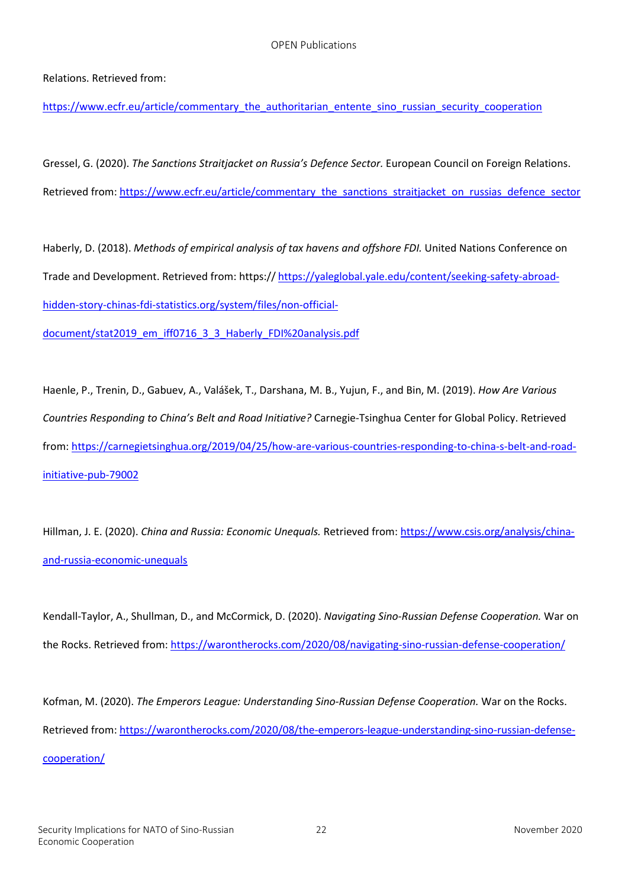Relations. Retrieved from:

https://www.ecfr.eu/article/commentary_the_authoritarian_entente_sino_russian_security_cooperation

Gressel, G. (2020). *The Sanctions Straitjacket on Russia's Defence Sector.* European Council on Foreign Relations. Retrieved from: https://www.ecfr.eu/article/commentary_the_sanctions_straitjacket_on_russias_defence_sector

Haberly, D. (2018). *Methods of empirical analysis of tax havens and offshore FDI.* United Nations Conference on Trade and Development. Retrieved from: https:// https://yaleglobal.yale.edu/content/seeking-safety-abroad-hidden-story-chinas-fdi-statistics.org/system/files/non-official-document/stat2019_em_iff0716_3_3_Haberly_FDI%20analysis.pdf

Haenle, P., Trenin, D., Gabuev, A., Valášek, T., Darshana, M. B., Yujun, F., and Bin, M. (2019). *How Are Various Countries Responding to China's Belt and Road Initiative?* Carnegie-Tsinghua Center for Global Policy. Retrieved from: https://carnegietsinghua.org/2019/04/25/how-are-various-countries-responding-to-china-s-belt-and-road-initiative-pub-79002

Hillman, J. E. (2020). *China and Russia: Economic Unequals.* Retrieved from: https://www.csis.org/analysis/china-and-russia-economic-unequals

Kendall-Taylor, A., Shullman, D., and McCormick, D. (2020). *Navigating Sino-Russian Defense Cooperation.* War on the Rocks. Retrieved from: https://warontherocks.com/2020/08/navigating-sino-russian-defense-cooperation/

Kofman, M. (2020). *The Emperors League: Understanding Sino-Russian Defense Cooperation.* War on the Rocks. Retrieved from: https://warontherocks.com/2020/08/the-emperors-league-understanding-sino-russian-defense-cooperation/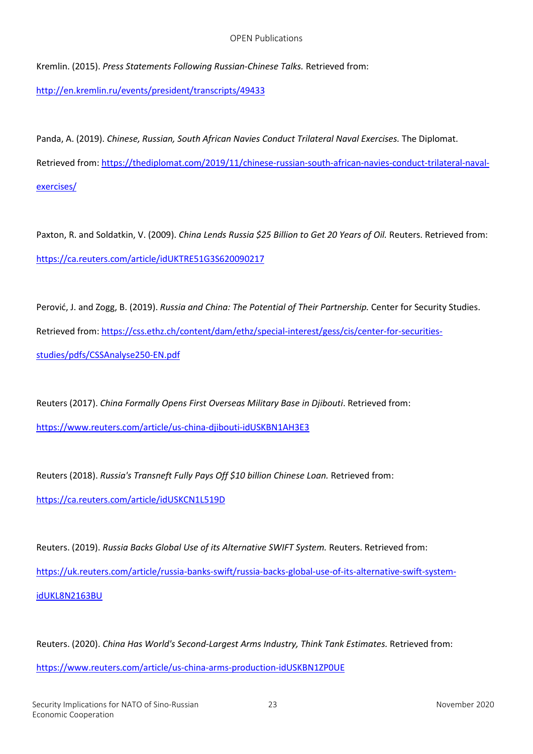Kremlin. (2015). *Press Statements Following Russian-Chinese Talks.* Retrieved from: http://en.kremlin.ru/events/president/transcripts/49433

Panda, A. (2019). *Chinese, Russian, South African Navies Conduct Trilateral Naval Exercises.* The Diplomat. Retrieved from: https://thediplomat.com/2019/11/chinese-russian-south-african-navies-conduct-trilateral-naval-exercises/

Paxton, R. and Soldatkin, V. (2009). *China Lends Russia $25 Billion to Get 20 Years of Oil.* Reuters. Retrieved from: https://ca.reuters.com/article/idUKTRE51G3S620090217

Perović, J. and Zogg, B. (2019). *Russia and China: The Potential of Their Partnership.* Center for Security Studies. Retrieved from: https://css.ethz.ch/content/dam/ethz/special-interest/gess/cis/center-for-securities-studies/pdfs/CSSAnalyse250-EN.pdf

Reuters (2017). *China Formally Opens First Overseas Military Base in Djibouti*. Retrieved from: https://www.reuters.com/article/us-china-djibouti-idUSKBN1AH3E3

Reuters (2018). *Russia's Transneft Fully Pays Off $10 billion Chinese Loan.* Retrieved from: https://ca.reuters.com/article/idUSKCN1L519D

Reuters. (2019). *Russia Backs Global Use of its Alternative SWIFT System.* Reuters. Retrieved from: https://uk.reuters.com/article/russia-banks-swift/russia-backs-global-use-of-its-alternative-swift-system-idUKL8N2163BU

Reuters. (2020). *China Has World's Second-Largest Arms Industry, Think Tank Estimates.* Retrieved from: https://www.reuters.com/article/us-china-arms-production-idUSKBN1ZP0UE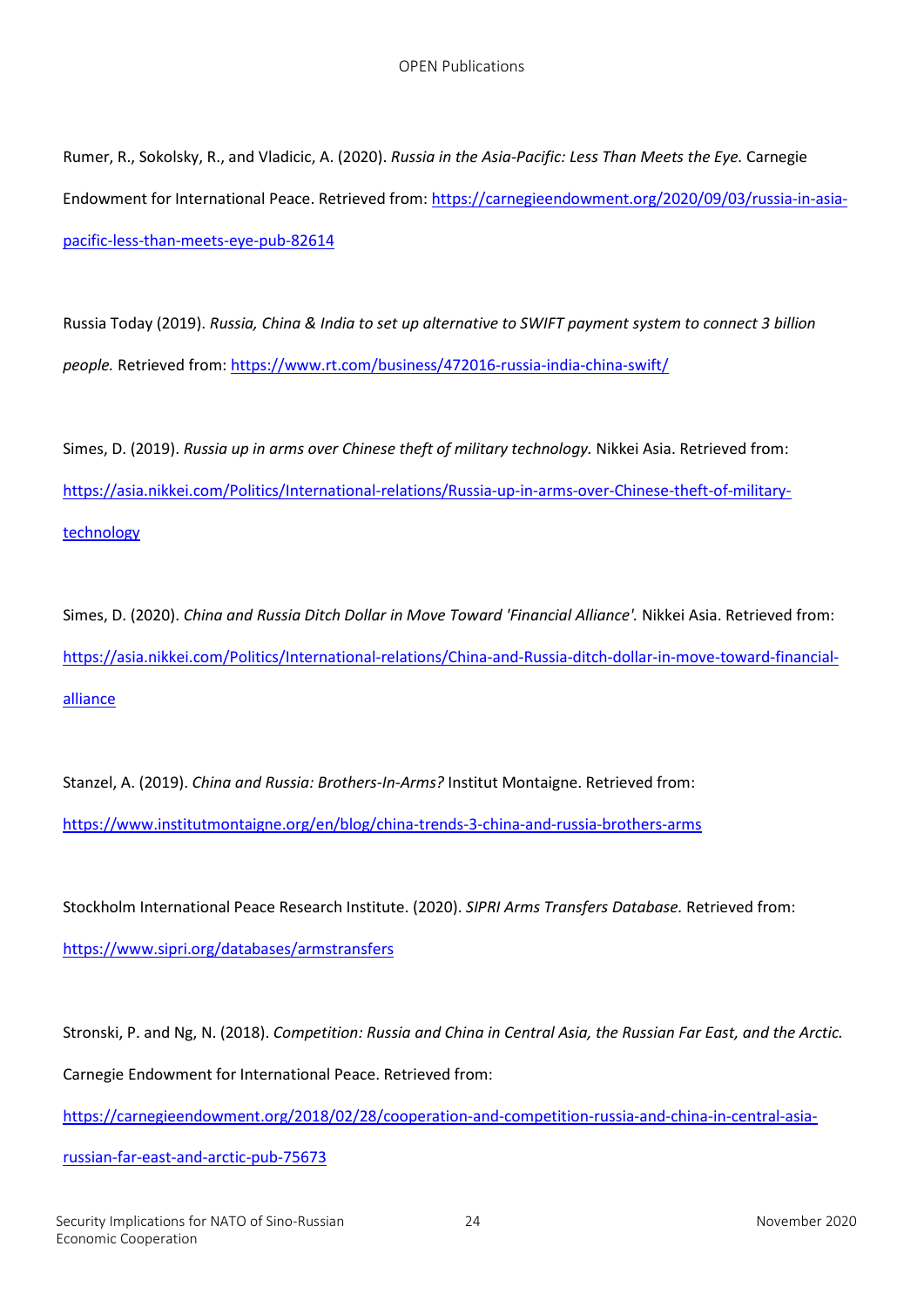Rumer, R., Sokolsky, R., and Vladicic, A. (2020). *Russia in the Asia-Pacific: Less Than Meets the Eye.* Carnegie Endowment for International Peace. Retrieved from: https://carnegieendowment.org/2020/09/03/russia-in-asia-pacific-less-than-meets-eye-pub-82614

Russia Today (2019). *Russia, China & India to set up alternative to SWIFT payment system to connect 3 billion people.* Retrieved from: https://www.rt.com/business/472016-russia-india-china-swift/

Simes, D. (2019). *Russia up in arms over Chinese theft of military technology.* Nikkei Asia. Retrieved from: https://asia.nikkei.com/Politics/International-relations/Russia-up-in-arms-over-Chinese-theft-of-military-technology

Simes, D. (2020). *China and Russia Ditch Dollar in Move Toward 'Financial Alliance'.* Nikkei Asia. Retrieved from: https://asia.nikkei.com/Politics/International-relations/China-and-Russia-ditch-dollar-in-move-toward-financial-alliance

Stanzel, A. (2019). *China and Russia: Brothers-In-Arms?* Institut Montaigne. Retrieved from: https://www.institutmontaigne.org/en/blog/china-trends-3-china-and-russia-brothers-arms

Stockholm International Peace Research Institute. (2020). *SIPRI Arms Transfers Database.* Retrieved from: https://www.sipri.org/databases/armstransfers

Stronski, P. and Ng, N. (2018). *Competition: Russia and China in Central Asia, the Russian Far East, and the Arctic.* Carnegie Endowment for International Peace. Retrieved from: https://carnegieendowment.org/2018/02/28/cooperation-and-competition-russia-and-china-in-central-asia-russian-far-east-and-arctic-pub-75673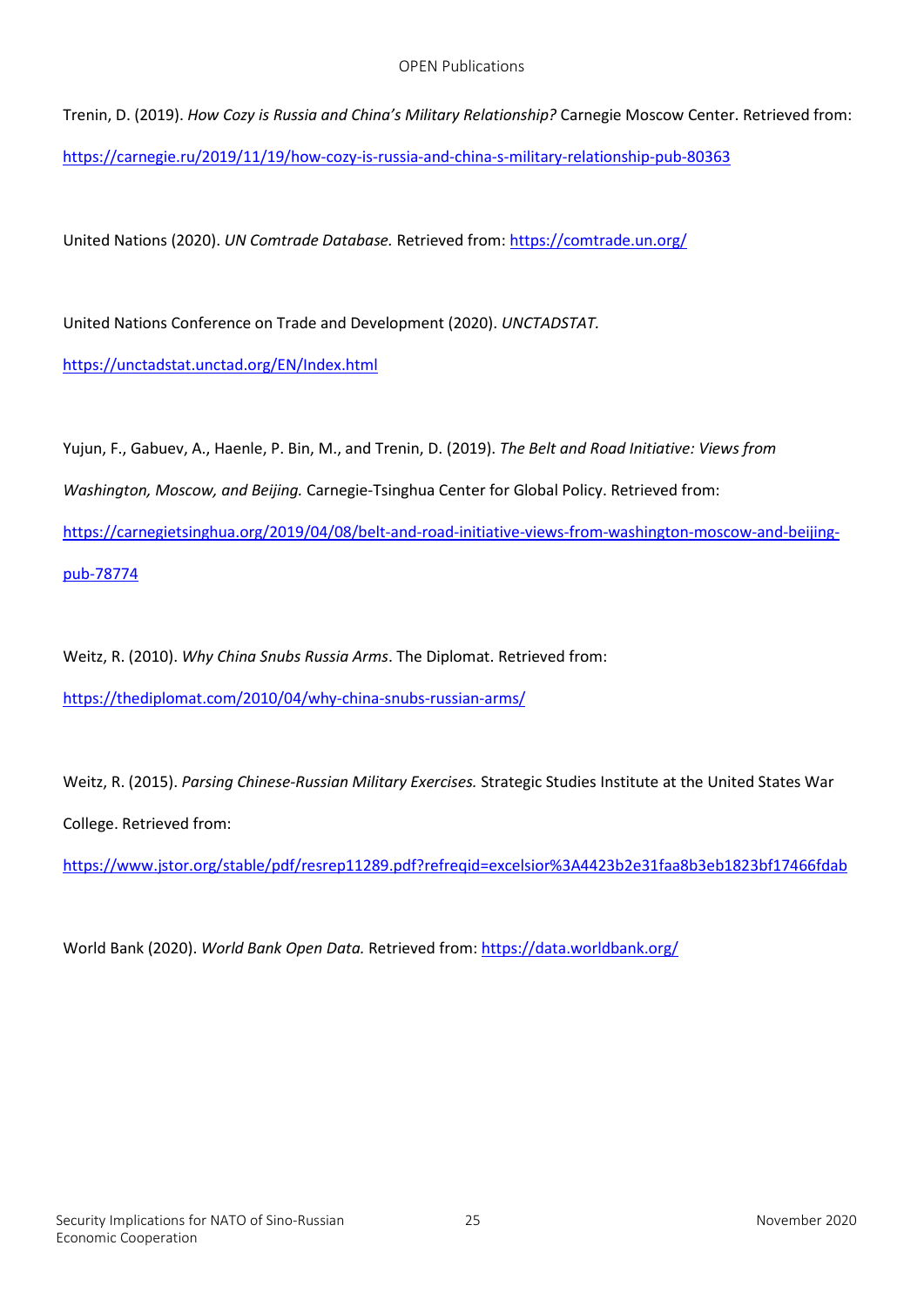Trenin, D. (2019). *How Cozy is Russia and China's Military Relationship?* Carnegie Moscow Center. Retrieved from: https://carnegie.ru/2019/11/19/how-cozy-is-russia-and-china-s-military-relationship-pub-80363

United Nations (2020). *UN Comtrade Database.* Retrieved from: https://comtrade.un.org/

United Nations Conference on Trade and Development (2020). *UNCTADSTAT.* https://unctadstat.unctad.org/EN/Index.html

Yujun, F., Gabuev, A., Haenle, P. Bin, M., and Trenin, D. (2019). *The Belt and Road Initiative: Views from Washington, Moscow, and Beijing.* Carnegie-Tsinghua Center for Global Policy. Retrieved from: https://carnegietsinghua.org/2019/04/08/belt-and-road-initiative-views-from-washington-moscow-and-beijing-pub-78774

Weitz, R. (2010). *Why China Snubs Russia Arms*. The Diplomat. Retrieved from: https://thediplomat.com/2010/04/why-china-snubs-russian-arms/

Weitz, R. (2015). *Parsing Chinese-Russian Military Exercises.* Strategic Studies Institute at the United States War College. Retrieved from: https://www.jstor.org/stable/pdf/resrep11289.pdf?refreqid=excelsior%3A4423b2e31faa8b3eb1823bf17466fdab

World Bank (2020). *World Bank Open Data.* Retrieved from: https://data.worldbank.org/